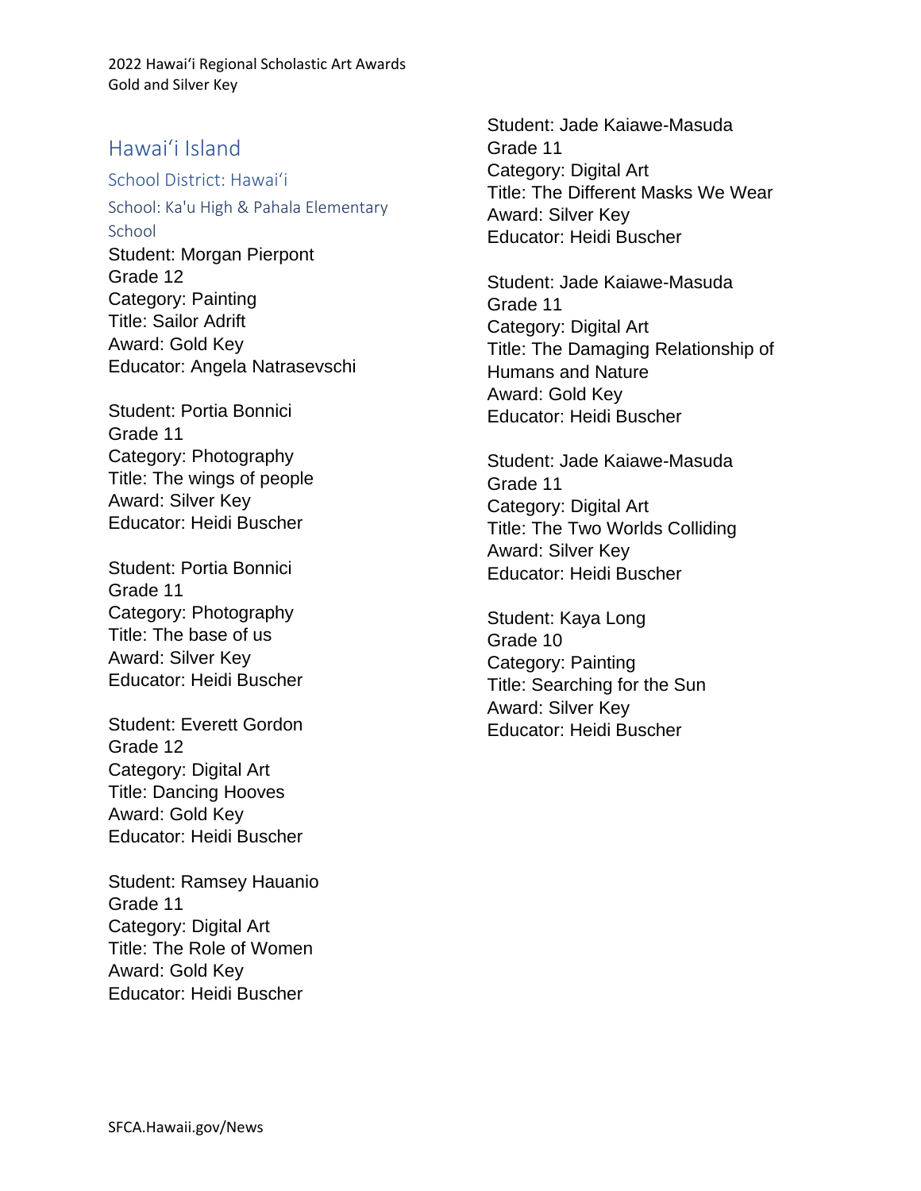2022 Hawaiʻi Regional Scholastic Art Awards
Gold and Silver Key

# Hawaiʻi Island

## School District: Hawaiʻi

### School: Ka'u High & Pahala Elementary School

Student: Morgan Pierpont
Grade 12
Category: Painting
Title: Sailor Adrift
Award: Gold Key
Educator: Angela Natrasevschi

Student: Portia Bonnici
Grade 11
Category: Photography
Title: The wings of people
Award: Silver Key
Educator: Heidi Buscher

Student: Portia Bonnici
Grade 11
Category: Photography
Title: The base of us
Award: Silver Key
Educator: Heidi Buscher

Student: Everett Gordon
Grade 12
Category: Digital Art
Title: Dancing Hooves
Award: Gold Key
Educator: Heidi Buscher

Student: Ramsey Hauanio
Grade 11
Category: Digital Art
Title: The Role of Women
Award: Gold Key
Educator: Heidi Buscher

Student: Jade Kaiawe-Masuda
Grade 11
Category: Digital Art
Title: The Different Masks We Wear
Award: Silver Key
Educator: Heidi Buscher

Student: Jade Kaiawe-Masuda
Grade 11
Category: Digital Art
Title: The Damaging Relationship of Humans and Nature
Award: Gold Key
Educator: Heidi Buscher

Student: Jade Kaiawe-Masuda
Grade 11
Category: Digital Art
Title: The Two Worlds Colliding
Award: Silver Key
Educator: Heidi Buscher

Student: Kaya Long
Grade 10
Category: Painting
Title: Searching for the Sun
Award: Silver Key
Educator: Heidi Buscher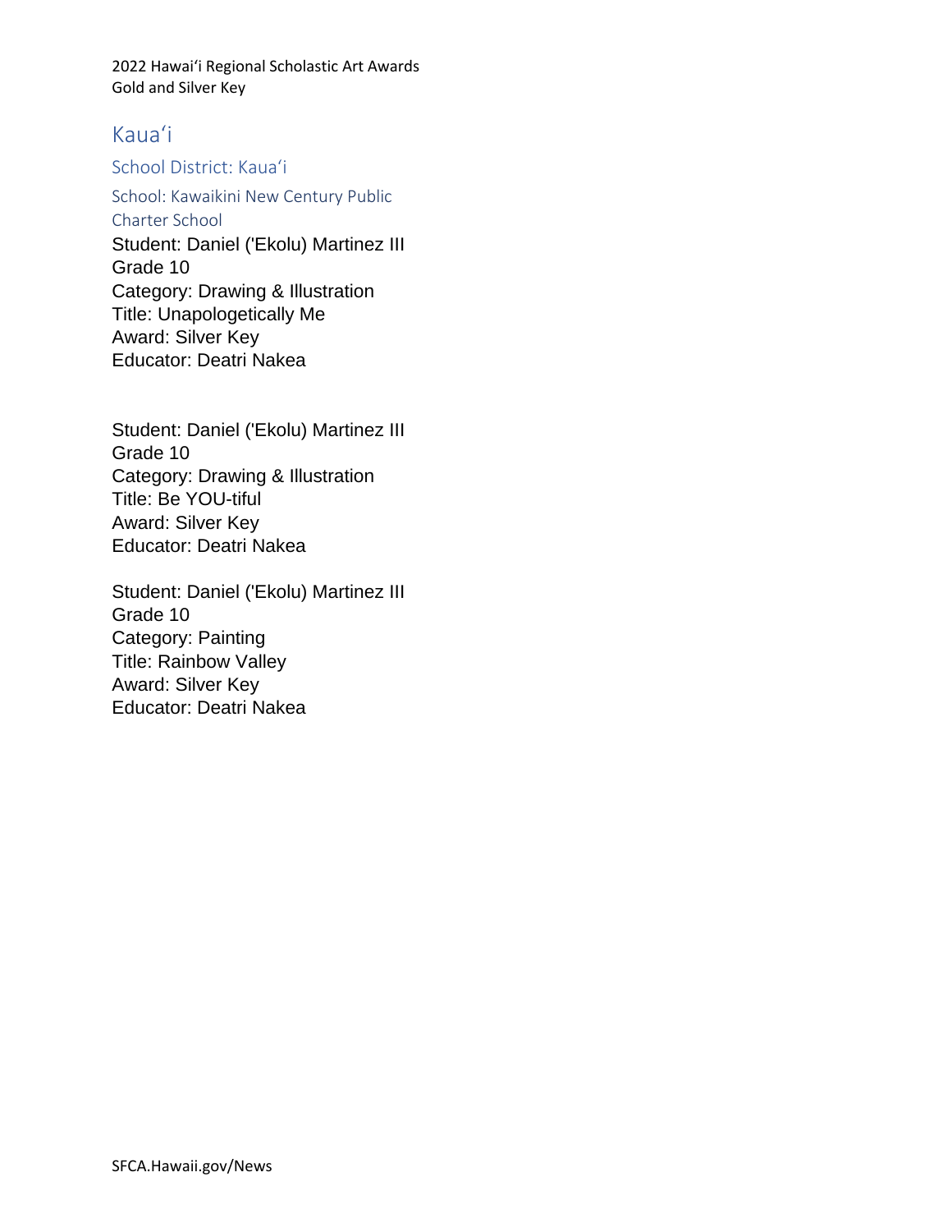2022 Hawaiʻi Regional Scholastic Art Awards
Gold and Silver Key

# Kauaʻi

## School District: Kauaʻi

### School: Kawaikini New Century Public Charter School

Student: Daniel ('Ekolu) Martinez III
Grade 10
Category: Drawing & Illustration
Title: Unapologetically Me
Award: Silver Key
Educator: Deatri Nakea

Student: Daniel ('Ekolu) Martinez III
Grade 10
Category: Drawing & Illustration
Title: Be YOU-tiful
Award: Silver Key
Educator: Deatri Nakea

Student: Daniel ('Ekolu) Martinez III
Grade 10
Category: Painting
Title: Rainbow Valley
Award: Silver Key
Educator: Deatri Nakea

SFCA.Hawaii.gov/News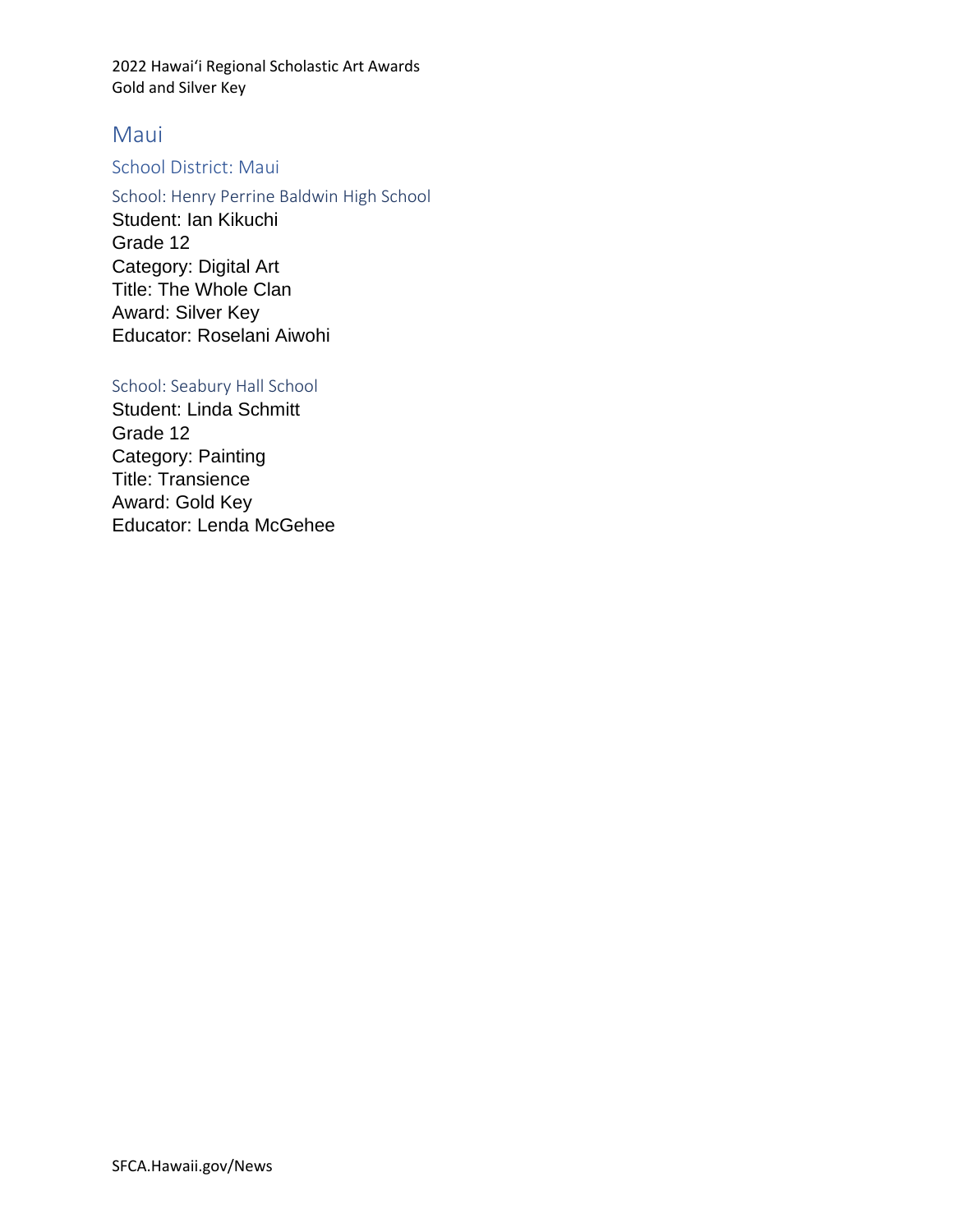## Maui

### School District: Maui

#### School: Henry Perrine Baldwin High School

Student: Ian Kikuchi
Grade 12
Category: Digital Art
Title: The Whole Clan
Award: Silver Key
Educator: Roselani Aiwohi

#### School: Seabury Hall School

Student: Linda Schmitt
Grade 12
Category: Painting
Title: Transience
Award: Gold Key
Educator: Lenda McGehee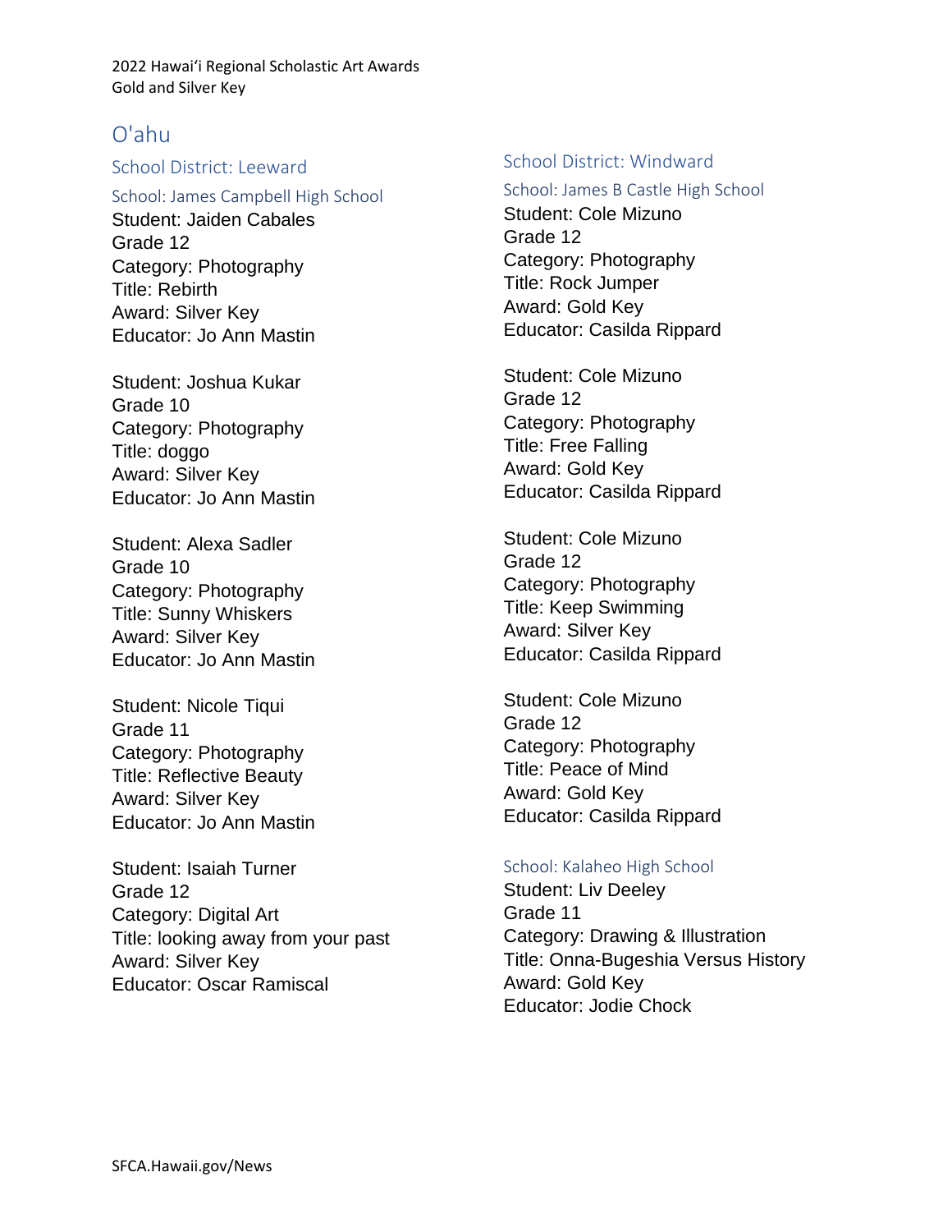2022 Hawaiʻi Regional Scholastic Art Awards
Gold and Silver Key

# O'ahu

## School District: Leeward

### School: James Campbell High School

Student: Jaiden Cabales
Grade 12
Category: Photography
Title: Rebirth
Award: Silver Key
Educator: Jo Ann Mastin

Student: Joshua Kukar
Grade 10
Category: Photography
Title: doggo
Award: Silver Key
Educator: Jo Ann Mastin

Student: Alexa Sadler
Grade 10
Category: Photography
Title: Sunny Whiskers
Award: Silver Key
Educator: Jo Ann Mastin

Student: Nicole Tiqui
Grade 11
Category: Photography
Title: Reflective Beauty
Award: Silver Key
Educator: Jo Ann Mastin

Student: Isaiah Turner
Grade 12
Category: Digital Art
Title: looking away from your past
Award: Silver Key
Educator: Oscar Ramiscal

## School District: Windward

### School: James B Castle High School

Student: Cole Mizuno
Grade 12
Category: Photography
Title: Rock Jumper
Award: Gold Key
Educator: Casilda Rippard

Student: Cole Mizuno
Grade 12
Category: Photography
Title: Free Falling
Award: Gold Key
Educator: Casilda Rippard

Student: Cole Mizuno
Grade 12
Category: Photography
Title: Keep Swimming
Award: Silver Key
Educator: Casilda Rippard

Student: Cole Mizuno
Grade 12
Category: Photography
Title: Peace of Mind
Award: Gold Key
Educator: Casilda Rippard

### School: Kalaheo High School

Student: Liv Deeley
Grade 11
Category: Drawing & Illustration
Title: Onna-Bugeshia Versus History
Award: Gold Key
Educator: Jodie Chock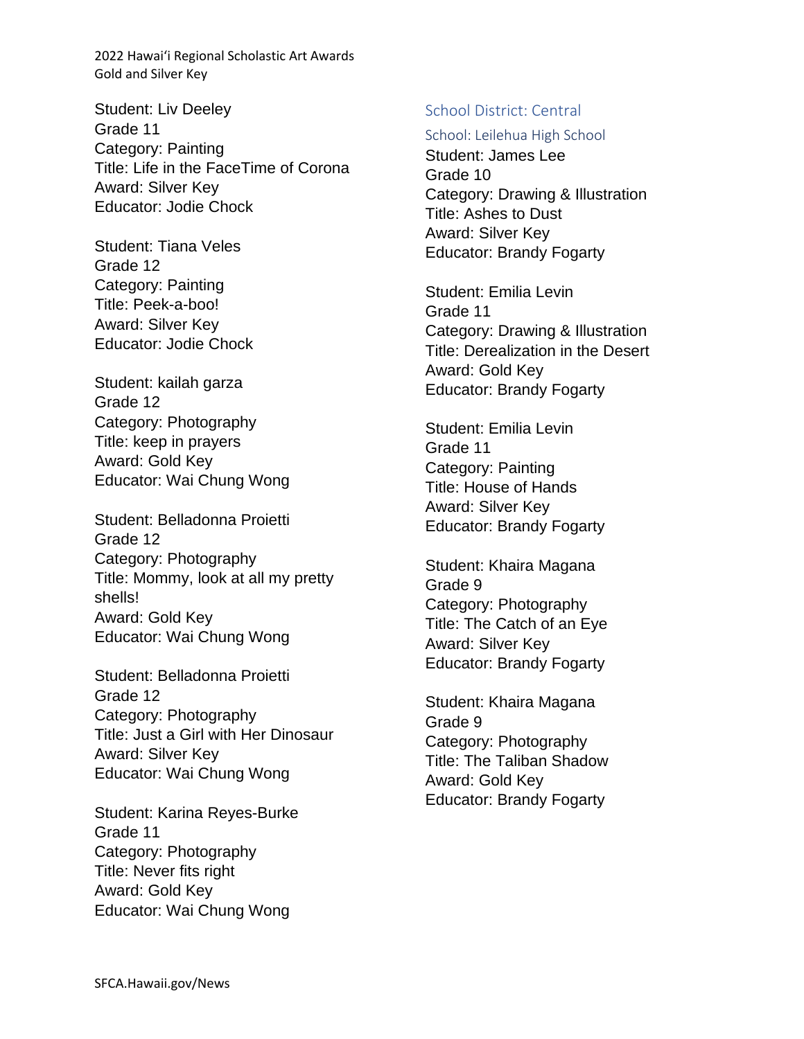Student: Liv Deeley
Grade 11
Category: Painting
Title: Life in the FaceTime of Corona
Award: Silver Key
Educator: Jodie Chock

Student: Tiana Veles
Grade 12
Category: Painting
Title: Peek-a-boo!
Award: Silver Key
Educator: Jodie Chock

Student: kailah garza
Grade 12
Category: Photography
Title: keep in prayers
Award: Gold Key
Educator: Wai Chung Wong

Student: Belladonna Proietti
Grade 12
Category: Photography
Title: Mommy, look at all my pretty shells!
Award: Gold Key
Educator: Wai Chung Wong

Student: Belladonna Proietti
Grade 12
Category: Photography
Title: Just a Girl with Her Dinosaur
Award: Silver Key
Educator: Wai Chung Wong

Student: Karina Reyes-Burke
Grade 11
Category: Photography
Title: Never fits right
Award: Gold Key
Educator: Wai Chung Wong

## School District: Central

### School: Leilehua High School

Student: James Lee
Grade 10
Category: Drawing & Illustration
Title: Ashes to Dust
Award: Silver Key
Educator: Brandy Fogarty

Student: Emilia Levin
Grade 11
Category: Drawing & Illustration
Title: Derealization in the Desert
Award: Gold Key
Educator: Brandy Fogarty

Student: Emilia Levin
Grade 11
Category: Painting
Title: House of Hands
Award: Silver Key
Educator: Brandy Fogarty

Student: Khaira Magana
Grade 9
Category: Photography
Title: The Catch of an Eye
Award: Silver Key
Educator: Brandy Fogarty

Student: Khaira Magana
Grade 9
Category: Photography
Title: The Taliban Shadow
Award: Gold Key
Educator: Brandy Fogarty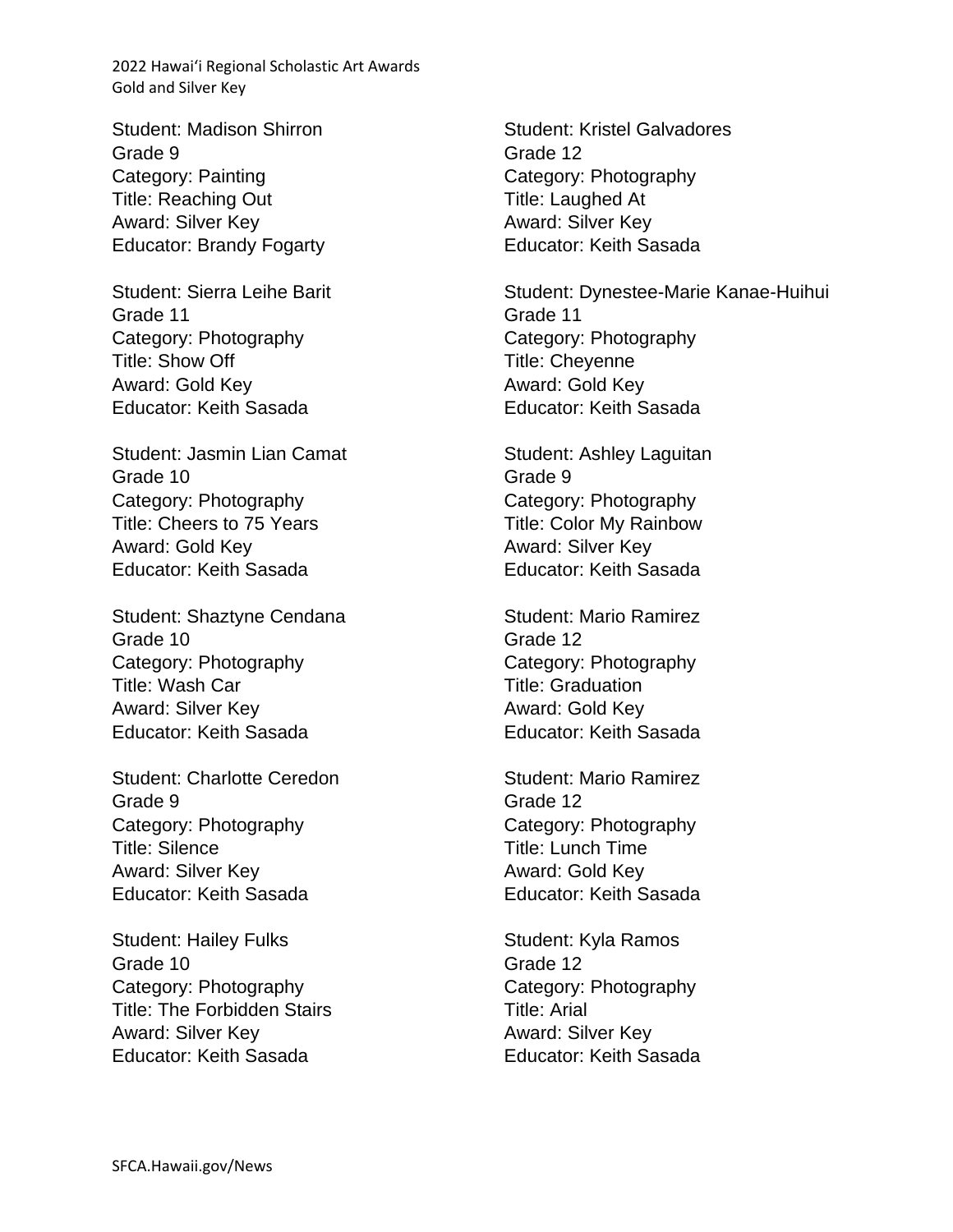Student: Madison Shirron
Grade 9
Category: Painting
Title: Reaching Out
Award: Silver Key
Educator: Brandy Fogarty

Student: Sierra Leihe Barit
Grade 11
Category: Photography
Title: Show Off
Award: Gold Key
Educator: Keith Sasada

Student: Jasmin Lian Camat
Grade 10
Category: Photography
Title: Cheers to 75 Years
Award: Gold Key
Educator: Keith Sasada

Student: Shaztyne Cendana
Grade 10
Category: Photography
Title: Wash Car
Award: Silver Key
Educator: Keith Sasada

Student: Charlotte Ceredon
Grade 9
Category: Photography
Title: Silence
Award: Silver Key
Educator: Keith Sasada

Student: Hailey Fulks
Grade 10
Category: Photography
Title: The Forbidden Stairs
Award: Silver Key
Educator: Keith Sasada

Student: Kristel Galvadores
Grade 12
Category: Photography
Title: Laughed At
Award: Silver Key
Educator: Keith Sasada

Student: Dynestee-Marie Kanae-Huihui
Grade 11
Category: Photography
Title: Cheyenne
Award: Gold Key
Educator: Keith Sasada

Student: Ashley Laguitan
Grade 9
Category: Photography
Title: Color My Rainbow
Award: Silver Key
Educator: Keith Sasada

Student: Mario Ramirez
Grade 12
Category: Photography
Title: Graduation
Award: Gold Key
Educator: Keith Sasada

Student: Mario Ramirez
Grade 12
Category: Photography
Title: Lunch Time
Award: Gold Key
Educator: Keith Sasada

Student: Kyla Ramos
Grade 12
Category: Photography
Title: Arial
Award: Silver Key
Educator: Keith Sasada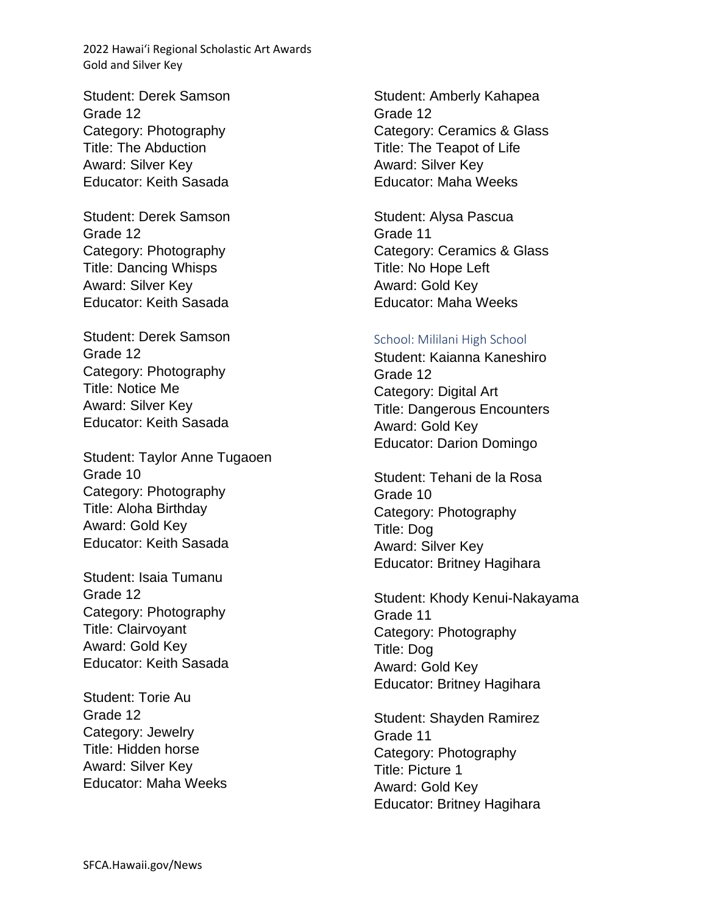Student: Derek Samson
Grade 12
Category: Photography
Title: The Abduction
Award: Silver Key
Educator: Keith Sasada

Student: Derek Samson
Grade 12
Category: Photography
Title: Dancing Whisps
Award: Silver Key
Educator: Keith Sasada

Student: Derek Samson
Grade 12
Category: Photography
Title: Notice Me
Award: Silver Key
Educator: Keith Sasada

Student: Taylor Anne Tugaoen
Grade 10
Category: Photography
Title: Aloha Birthday
Award: Gold Key
Educator: Keith Sasada

Student: Isaia Tumanu
Grade 12
Category: Photography
Title: Clairvoyant
Award: Gold Key
Educator: Keith Sasada

Student: Torie Au
Grade 12
Category: Jewelry
Title: Hidden horse
Award: Silver Key
Educator: Maha Weeks

Student: Amberly Kahapea
Grade 12
Category: Ceramics & Glass
Title: The Teapot of Life
Award: Silver Key
Educator: Maha Weeks

Student: Alysa Pascua
Grade 11
Category: Ceramics & Glass
Title: No Hope Left
Award: Gold Key
Educator: Maha Weeks

### School: Mililani High School

Student: Kaianna Kaneshiro
Grade 12
Category: Digital Art
Title: Dangerous Encounters
Award: Gold Key
Educator: Darion Domingo

Student: Tehani de la Rosa
Grade 10
Category: Photography
Title: Dog
Award: Silver Key
Educator: Britney Hagihara

Student: Khody Kenui-Nakayama
Grade 11
Category: Photography
Title: Dog
Award: Gold Key
Educator: Britney Hagihara

Student: Shayden Ramirez
Grade 11
Category: Photography
Title: Picture 1
Award: Gold Key
Educator: Britney Hagihara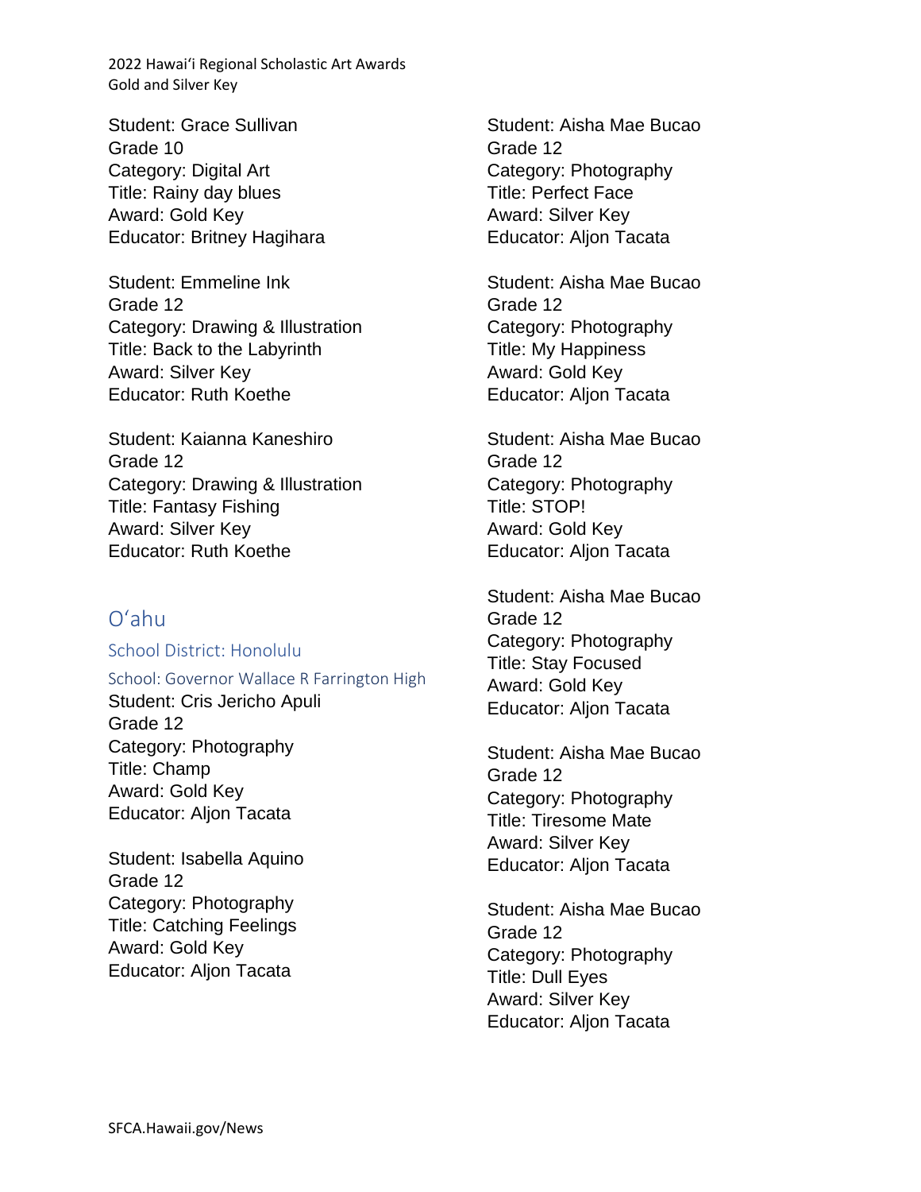Student: Grace Sullivan
Grade 10
Category: Digital Art
Title: Rainy day blues
Award: Gold Key
Educator: Britney Hagihara

Student: Emmeline Ink
Grade 12
Category: Drawing & Illustration
Title: Back to the Labyrinth
Award: Silver Key
Educator: Ruth Koethe

Student: Kaianna Kaneshiro
Grade 12
Category: Drawing & Illustration
Title: Fantasy Fishing
Award: Silver Key
Educator: Ruth Koethe

## Oʻahu

### School District: Honolulu

#### School: Governor Wallace R Farrington High

Student: Cris Jericho Apuli
Grade 12
Category: Photography
Title: Champ
Award: Gold Key
Educator: Aljon Tacata

Student: Isabella Aquino
Grade 12
Category: Photography
Title: Catching Feelings
Award: Gold Key
Educator: Aljon Tacata

Student: Aisha Mae Bucao
Grade 12
Category: Photography
Title: Perfect Face
Award: Silver Key
Educator: Aljon Tacata

Student: Aisha Mae Bucao
Grade 12
Category: Photography
Title: My Happiness
Award: Gold Key
Educator: Aljon Tacata

Student: Aisha Mae Bucao
Grade 12
Category: Photography
Title: STOP!
Award: Gold Key
Educator: Aljon Tacata

Student: Aisha Mae Bucao
Grade 12
Category: Photography
Title: Stay Focused
Award: Gold Key
Educator: Aljon Tacata

Student: Aisha Mae Bucao
Grade 12
Category: Photography
Title: Tiresome Mate
Award: Silver Key
Educator: Aljon Tacata

Student: Aisha Mae Bucao
Grade 12
Category: Photography
Title: Dull Eyes
Award: Silver Key
Educator: Aljon Tacata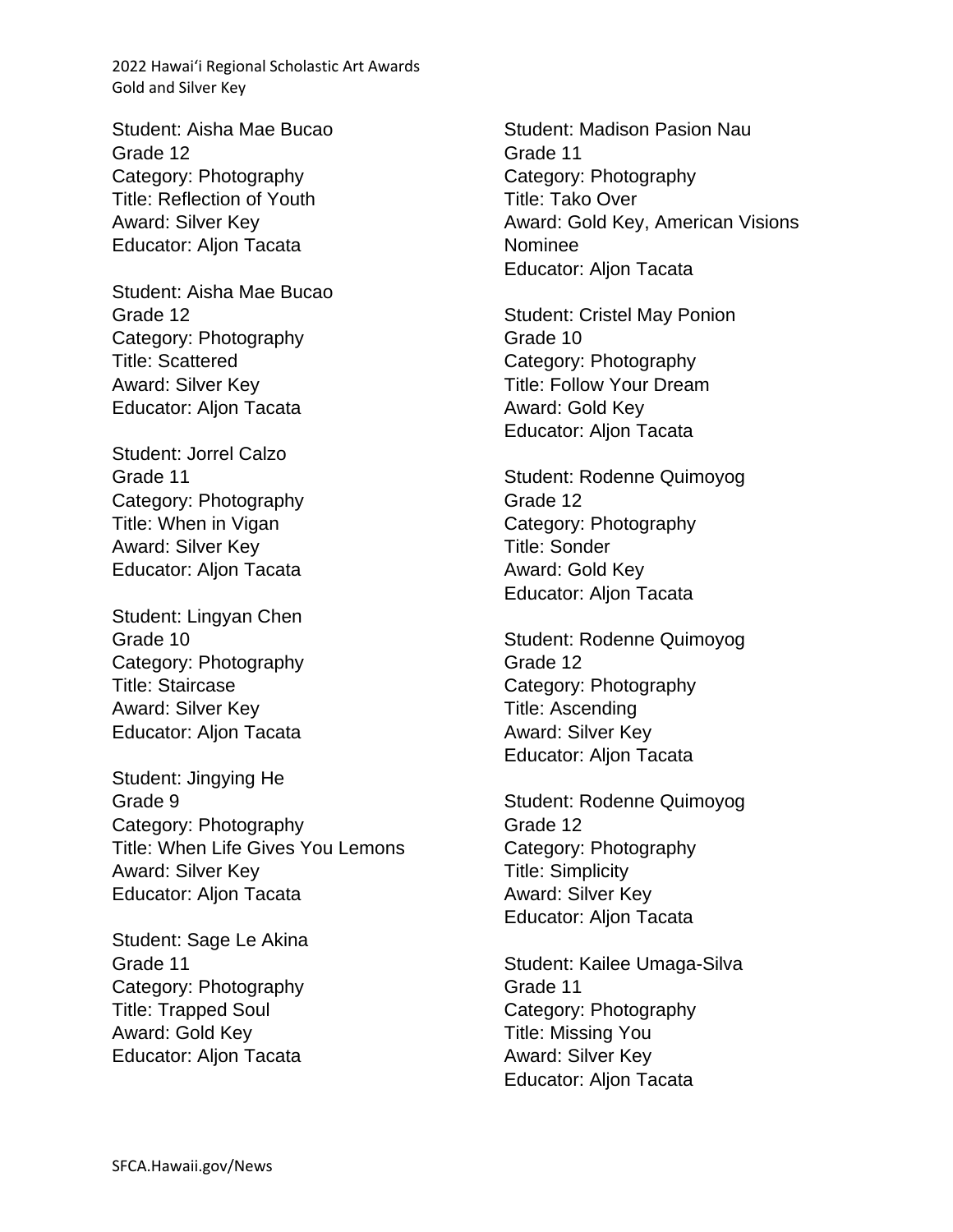Student: Aisha Mae Bucao
Grade 12
Category: Photography
Title: Reflection of Youth
Award: Silver Key
Educator: Aljon Tacata

Student: Aisha Mae Bucao
Grade 12
Category: Photography
Title: Scattered
Award: Silver Key
Educator: Aljon Tacata

Student: Jorrel Calzo
Grade 11
Category: Photography
Title: When in Vigan
Award: Silver Key
Educator: Aljon Tacata

Student: Lingyan Chen
Grade 10
Category: Photography
Title: Staircase
Award: Silver Key
Educator: Aljon Tacata

Student: Jingying He
Grade 9
Category: Photography
Title: When Life Gives You Lemons
Award: Silver Key
Educator: Aljon Tacata

Student: Sage Le Akina
Grade 11
Category: Photography
Title: Trapped Soul
Award: Gold Key
Educator: Aljon Tacata

Student: Madison Pasion Nau
Grade 11
Category: Photography
Title: Tako Over
Award: Gold Key, American Visions Nominee
Educator: Aljon Tacata

Student: Cristel May Ponion
Grade 10
Category: Photography
Title: Follow Your Dream
Award: Gold Key
Educator: Aljon Tacata

Student: Rodenne Quimoyog
Grade 12
Category: Photography
Title: Sonder
Award: Gold Key
Educator: Aljon Tacata

Student: Rodenne Quimoyog
Grade 12
Category: Photography
Title: Ascending
Award: Silver Key
Educator: Aljon Tacata

Student: Rodenne Quimoyog
Grade 12
Category: Photography
Title: Simplicity
Award: Silver Key
Educator: Aljon Tacata

Student: Kailee Umaga-Silva
Grade 11
Category: Photography
Title: Missing You
Award: Silver Key
Educator: Aljon Tacata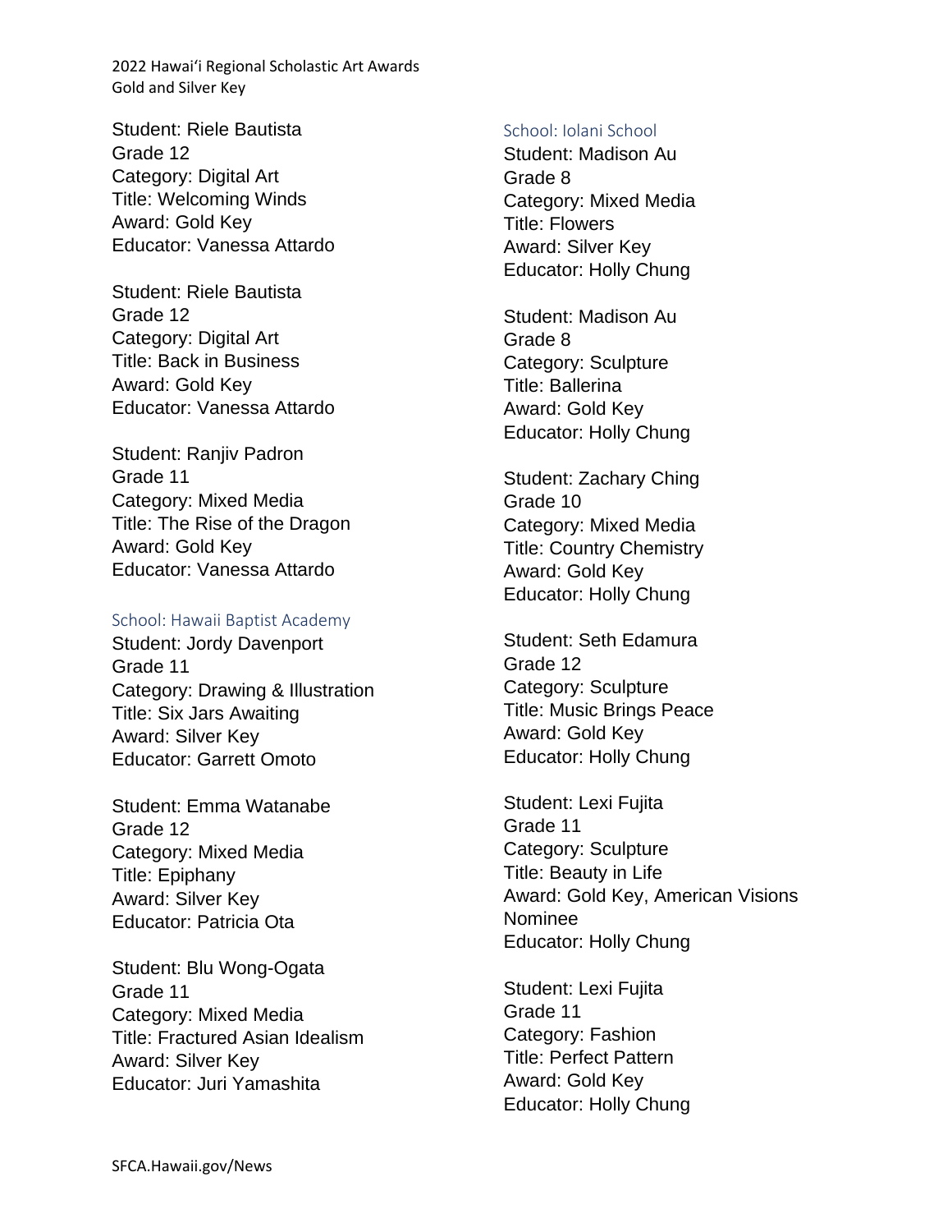Student: Riele Bautista
Grade 12
Category: Digital Art
Title: Welcoming Winds
Award: Gold Key
Educator: Vanessa Attardo

Student: Riele Bautista
Grade 12
Category: Digital Art
Title: Back in Business
Award: Gold Key
Educator: Vanessa Attardo

Student: Ranjiv Padron
Grade 11
Category: Mixed Media
Title: The Rise of the Dragon
Award: Gold Key
Educator: Vanessa Attardo

### School: Hawaii Baptist Academy

Student: Jordy Davenport
Grade 11
Category: Drawing & Illustration
Title: Six Jars Awaiting
Award: Silver Key
Educator: Garrett Omoto

Student: Emma Watanabe
Grade 12
Category: Mixed Media
Title: Epiphany
Award: Silver Key
Educator: Patricia Ota

Student: Blu Wong-Ogata
Grade 11
Category: Mixed Media
Title: Fractured Asian Idealism
Award: Silver Key
Educator: Juri Yamashita

### School: Iolani School

Student: Madison Au
Grade 8
Category: Mixed Media
Title: Flowers
Award: Silver Key
Educator: Holly Chung

Student: Madison Au
Grade 8
Category: Sculpture
Title: Ballerina
Award: Gold Key
Educator: Holly Chung

Student: Zachary Ching
Grade 10
Category: Mixed Media
Title: Country Chemistry
Award: Gold Key
Educator: Holly Chung

Student: Seth Edamura
Grade 12
Category: Sculpture
Title: Music Brings Peace
Award: Gold Key
Educator: Holly Chung

Student: Lexi Fujita
Grade 11
Category: Sculpture
Title: Beauty in Life
Award: Gold Key, American Visions Nominee
Educator: Holly Chung

Student: Lexi Fujita
Grade 11
Category: Fashion
Title: Perfect Pattern
Award: Gold Key
Educator: Holly Chung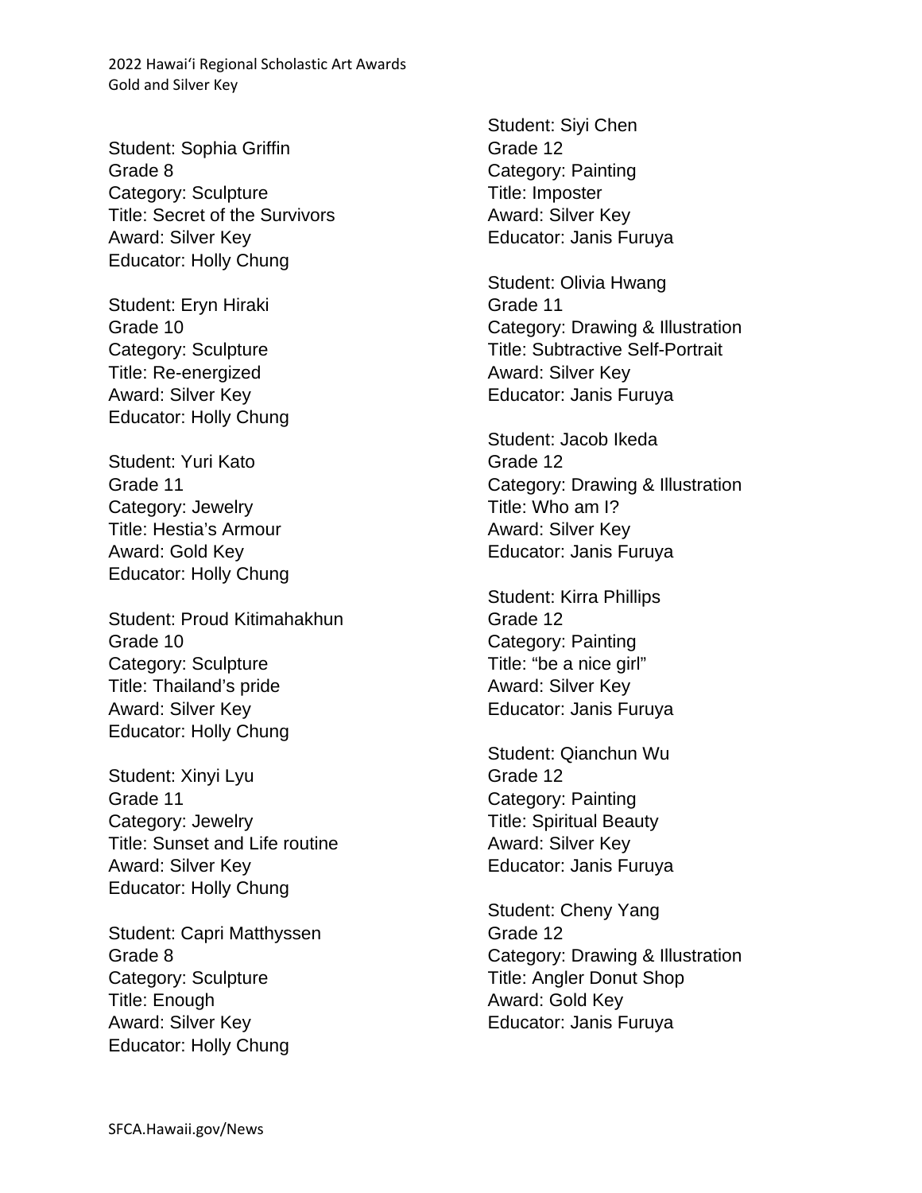Student: Sophia Griffin
Grade 8
Category: Sculpture
Title: Secret of the Survivors
Award: Silver Key
Educator: Holly Chung

Student: Eryn Hiraki
Grade 10
Category: Sculpture
Title: Re-energized
Award: Silver Key
Educator: Holly Chung

Student: Yuri Kato
Grade 11
Category: Jewelry
Title: Hestia's Armour
Award: Gold Key
Educator: Holly Chung

Student: Proud Kitimahakhun
Grade 10
Category: Sculpture
Title: Thailand's pride
Award: Silver Key
Educator: Holly Chung

Student: Xinyi Lyu
Grade 11
Category: Jewelry
Title: Sunset and Life routine
Award: Silver Key
Educator: Holly Chung

Student: Capri Matthyssen
Grade 8
Category: Sculpture
Title: Enough
Award: Silver Key
Educator: Holly Chung

Student: Siyi Chen
Grade 12
Category: Painting
Title: Imposter
Award: Silver Key
Educator: Janis Furuya

Student: Olivia Hwang
Grade 11
Category: Drawing & Illustration
Title: Subtractive Self-Portrait
Award: Silver Key
Educator: Janis Furuya

Student: Jacob Ikeda
Grade 12
Category: Drawing & Illustration
Title: Who am I?
Award: Silver Key
Educator: Janis Furuya

Student: Kirra Phillips
Grade 12
Category: Painting
Title: "be a nice girl"
Award: Silver Key
Educator: Janis Furuya

Student: Qianchun Wu
Grade 12
Category: Painting
Title: Spiritual Beauty
Award: Silver Key
Educator: Janis Furuya

Student: Cheny Yang
Grade 12
Category: Drawing & Illustration
Title: Angler Donut Shop
Award: Gold Key
Educator: Janis Furuya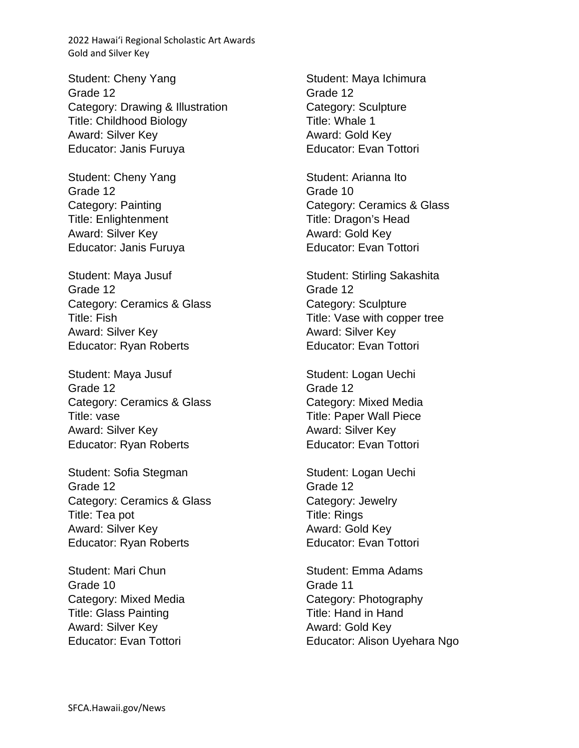Student: Cheny Yang
Grade 12
Category: Drawing & Illustration
Title: Childhood Biology
Award: Silver Key
Educator: Janis Furuya

Student: Cheny Yang
Grade 12
Category: Painting
Title: Enlightenment
Award: Silver Key
Educator: Janis Furuya

Student: Maya Jusuf
Grade 12
Category: Ceramics & Glass
Title: Fish
Award: Silver Key
Educator: Ryan Roberts

Student: Maya Jusuf
Grade 12
Category: Ceramics & Glass
Title: vase
Award: Silver Key
Educator: Ryan Roberts

Student: Sofia Stegman
Grade 12
Category: Ceramics & Glass
Title: Tea pot
Award: Silver Key
Educator: Ryan Roberts

Student: Mari Chun
Grade 10
Category: Mixed Media
Title: Glass Painting
Award: Silver Key
Educator: Evan Tottori

Student: Maya Ichimura
Grade 12
Category: Sculpture
Title: Whale 1
Award: Gold Key
Educator: Evan Tottori

Student: Arianna Ito
Grade 10
Category: Ceramics & Glass
Title: Dragon's Head
Award: Gold Key
Educator: Evan Tottori

Student: Stirling Sakashita
Grade 12
Category: Sculpture
Title: Vase with copper tree
Award: Silver Key
Educator: Evan Tottori

Student: Logan Uechi
Grade 12
Category: Mixed Media
Title: Paper Wall Piece
Award: Silver Key
Educator: Evan Tottori

Student: Logan Uechi
Grade 12
Category: Jewelry
Title: Rings
Award: Gold Key
Educator: Evan Tottori

Student: Emma Adams
Grade 11
Category: Photography
Title: Hand in Hand
Award: Gold Key
Educator: Alison Uyehara Ngo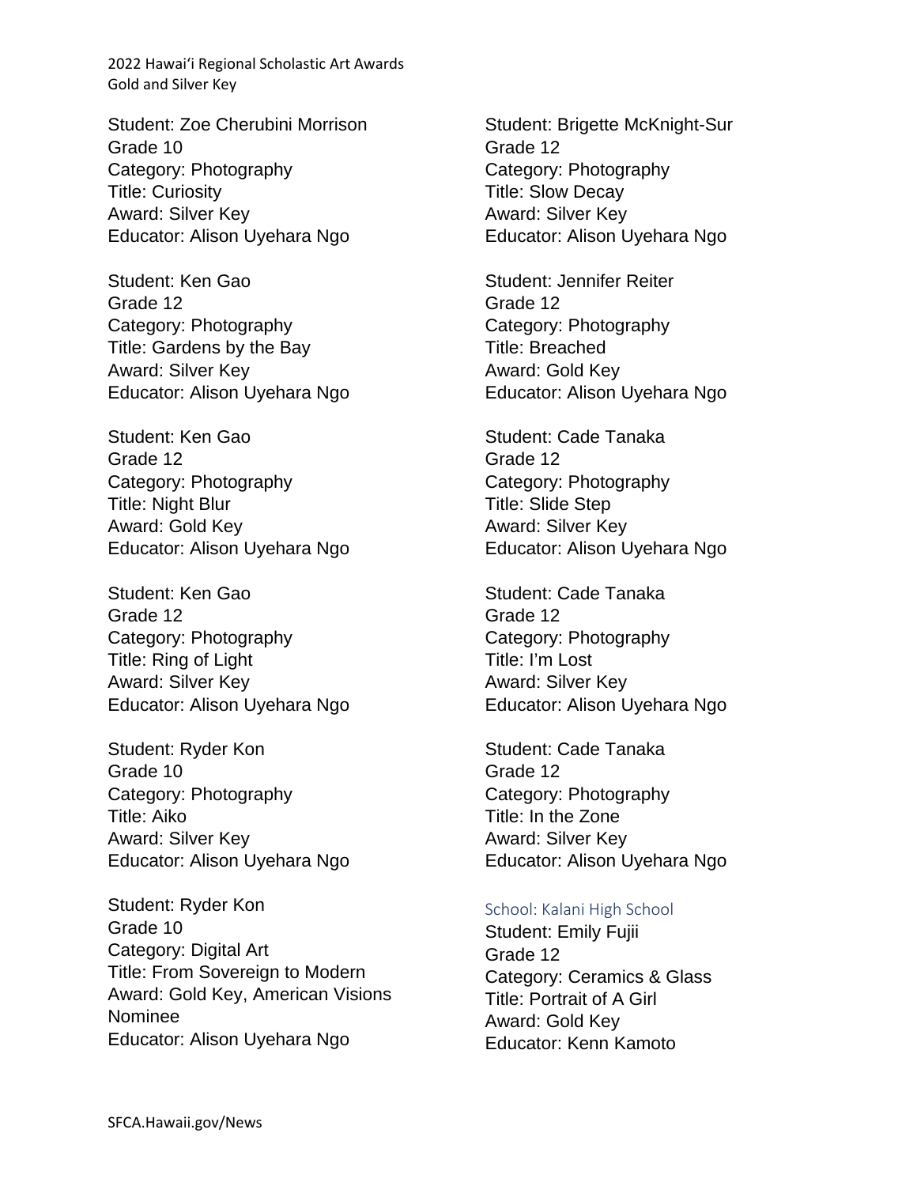Student: Zoe Cherubini Morrison
Grade 10
Category: Photography
Title: Curiosity
Award: Silver Key
Educator: Alison Uyehara Ngo

Student: Ken Gao
Grade 12
Category: Photography
Title: Gardens by the Bay
Award: Silver Key
Educator: Alison Uyehara Ngo

Student: Ken Gao
Grade 12
Category: Photography
Title: Night Blur
Award: Gold Key
Educator: Alison Uyehara Ngo

Student: Ken Gao
Grade 12
Category: Photography
Title: Ring of Light
Award: Silver Key
Educator: Alison Uyehara Ngo

Student: Ryder Kon
Grade 10
Category: Photography
Title: Aiko
Award: Silver Key
Educator: Alison Uyehara Ngo

Student: Ryder Kon
Grade 10
Category: Digital Art
Title: From Sovereign to Modern
Award: Gold Key, American Visions Nominee
Educator: Alison Uyehara Ngo

Student: Brigette McKnight-Sur
Grade 12
Category: Photography
Title: Slow Decay
Award: Silver Key
Educator: Alison Uyehara Ngo

Student: Jennifer Reiter
Grade 12
Category: Photography
Title: Breached
Award: Gold Key
Educator: Alison Uyehara Ngo

Student: Cade Tanaka
Grade 12
Category: Photography
Title: Slide Step
Award: Silver Key
Educator: Alison Uyehara Ngo

Student: Cade Tanaka
Grade 12
Category: Photography
Title: I'm Lost
Award: Silver Key
Educator: Alison Uyehara Ngo

Student: Cade Tanaka
Grade 12
Category: Photography
Title: In the Zone
Award: Silver Key
Educator: Alison Uyehara Ngo

### School: Kalani High School

Student: Emily Fujii
Grade 12
Category: Ceramics & Glass
Title: Portrait of A Girl
Award: Gold Key
Educator: Kenn Kamoto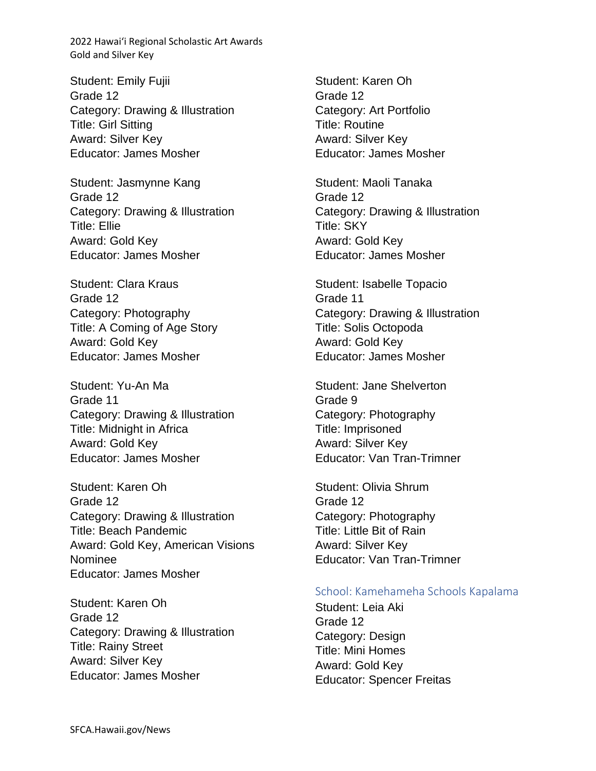Student: Emily Fujii
Grade 12
Category: Drawing & Illustration
Title: Girl Sitting
Award: Silver Key
Educator: James Mosher

Student: Jasmynne Kang
Grade 12
Category: Drawing & Illustration
Title: Ellie
Award: Gold Key
Educator: James Mosher

Student: Clara Kraus
Grade 12
Category: Photography
Title: A Coming of Age Story
Award: Gold Key
Educator: James Mosher

Student: Yu-An Ma
Grade 11
Category: Drawing & Illustration
Title: Midnight in Africa
Award: Gold Key
Educator: James Mosher

Student: Karen Oh
Grade 12
Category: Drawing & Illustration
Title: Beach Pandemic
Award: Gold Key, American Visions Nominee
Educator: James Mosher

Student: Karen Oh
Grade 12
Category: Drawing & Illustration
Title: Rainy Street
Award: Silver Key
Educator: James Mosher

Student: Karen Oh
Grade 12
Category: Art Portfolio
Title: Routine
Award: Silver Key
Educator: James Mosher

Student: Maoli Tanaka
Grade 12
Category: Drawing & Illustration
Title: SKY
Award: Gold Key
Educator: James Mosher

Student: Isabelle Topacio
Grade 11
Category: Drawing & Illustration
Title: Solis Octopoda
Award: Gold Key
Educator: James Mosher

Student: Jane Shelverton
Grade 9
Category: Photography
Title: Imprisoned
Award: Silver Key
Educator: Van Tran-Trimner

Student: Olivia Shrum
Grade 12
Category: Photography
Title: Little Bit of Rain
Award: Silver Key
Educator: Van Tran-Trimner

## School: Kamehameha Schools Kapalama

Student: Leia Aki
Grade 12
Category: Design
Title: Mini Homes
Award: Gold Key
Educator: Spencer Freitas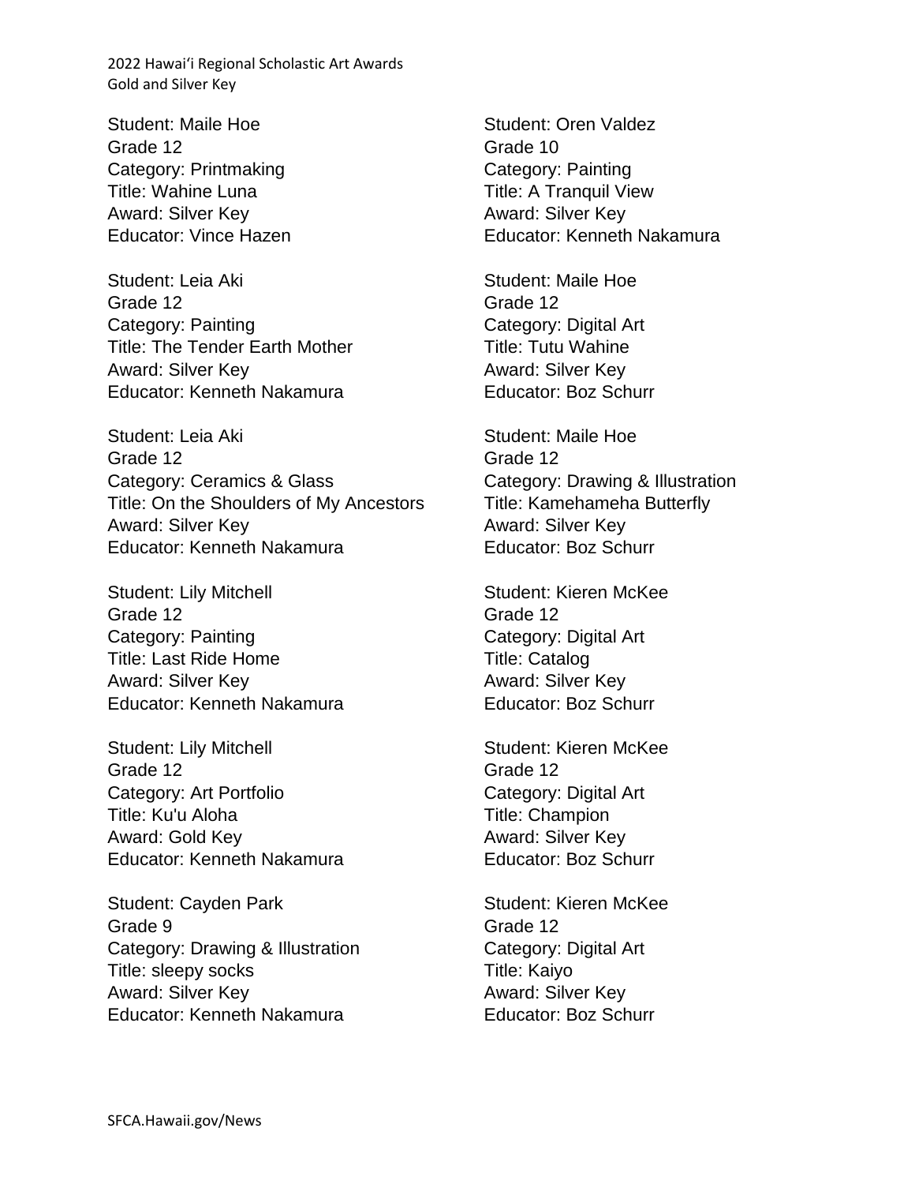Student: Maile Hoe
Grade 12
Category: Printmaking
Title: Wahine Luna
Award: Silver Key
Educator: Vince Hazen

Student: Leia Aki
Grade 12
Category: Painting
Title: The Tender Earth Mother
Award: Silver Key
Educator: Kenneth Nakamura

Student: Leia Aki
Grade 12
Category: Ceramics & Glass
Title: On the Shoulders of My Ancestors
Award: Silver Key
Educator: Kenneth Nakamura

Student: Lily Mitchell
Grade 12
Category: Painting
Title: Last Ride Home
Award: Silver Key
Educator: Kenneth Nakamura

Student: Lily Mitchell
Grade 12
Category: Art Portfolio
Title: Ku'u Aloha
Award: Gold Key
Educator: Kenneth Nakamura

Student: Cayden Park
Grade 9
Category: Drawing & Illustration
Title: sleepy socks
Award: Silver Key
Educator: Kenneth Nakamura

Student: Oren Valdez
Grade 10
Category: Painting
Title: A Tranquil View
Award: Silver Key
Educator: Kenneth Nakamura

Student: Maile Hoe
Grade 12
Category: Digital Art
Title: Tutu Wahine
Award: Silver Key
Educator: Boz Schurr

Student: Maile Hoe
Grade 12
Category: Drawing & Illustration
Title: Kamehameha Butterfly
Award: Silver Key
Educator: Boz Schurr

Student: Kieren McKee
Grade 12
Category: Digital Art
Title: Catalog
Award: Silver Key
Educator: Boz Schurr

Student: Kieren McKee
Grade 12
Category: Digital Art
Title: Champion
Award: Silver Key
Educator: Boz Schurr

Student: Kieren McKee
Grade 12
Category: Digital Art
Title: Kaiyo
Award: Silver Key
Educator: Boz Schurr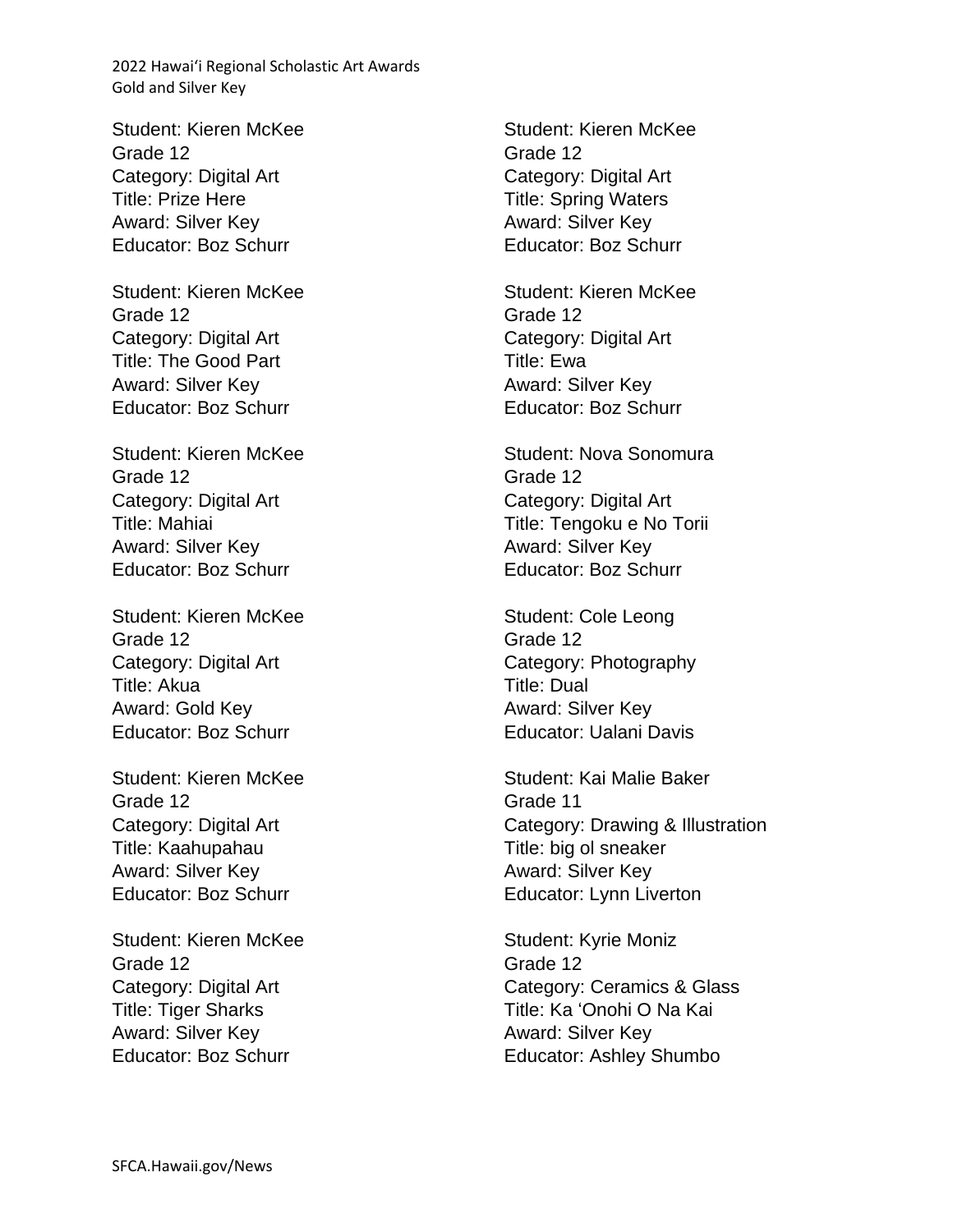Student: Kieren McKee
Grade 12
Category: Digital Art
Title: Prize Here
Award: Silver Key
Educator: Boz Schurr

Student: Kieren McKee
Grade 12
Category: Digital Art
Title: The Good Part
Award: Silver Key
Educator: Boz Schurr

Student: Kieren McKee
Grade 12
Category: Digital Art
Title: Mahiai
Award: Silver Key
Educator: Boz Schurr

Student: Kieren McKee
Grade 12
Category: Digital Art
Title: Akua
Award: Gold Key
Educator: Boz Schurr

Student: Kieren McKee
Grade 12
Category: Digital Art
Title: Kaahupahau
Award: Silver Key
Educator: Boz Schurr

Student: Kieren McKee
Grade 12
Category: Digital Art
Title: Tiger Sharks
Award: Silver Key
Educator: Boz Schurr

Student: Kieren McKee
Grade 12
Category: Digital Art
Title: Spring Waters
Award: Silver Key
Educator: Boz Schurr

Student: Kieren McKee
Grade 12
Category: Digital Art
Title: Ewa
Award: Silver Key
Educator: Boz Schurr

Student: Nova Sonomura
Grade 12
Category: Digital Art
Title: Tengoku e No Torii
Award: Silver Key
Educator: Boz Schurr

Student: Cole Leong
Grade 12
Category: Photography
Title: Dual
Award: Silver Key
Educator: Ualani Davis

Student: Kai Malie Baker
Grade 11
Category: Drawing & Illustration
Title: big ol sneaker
Award: Silver Key
Educator: Lynn Liverton

Student: Kyrie Moniz
Grade 12
Category: Ceramics & Glass
Title: Ka ʻOnohi O Na Kai
Award: Silver Key
Educator: Ashley Shumbo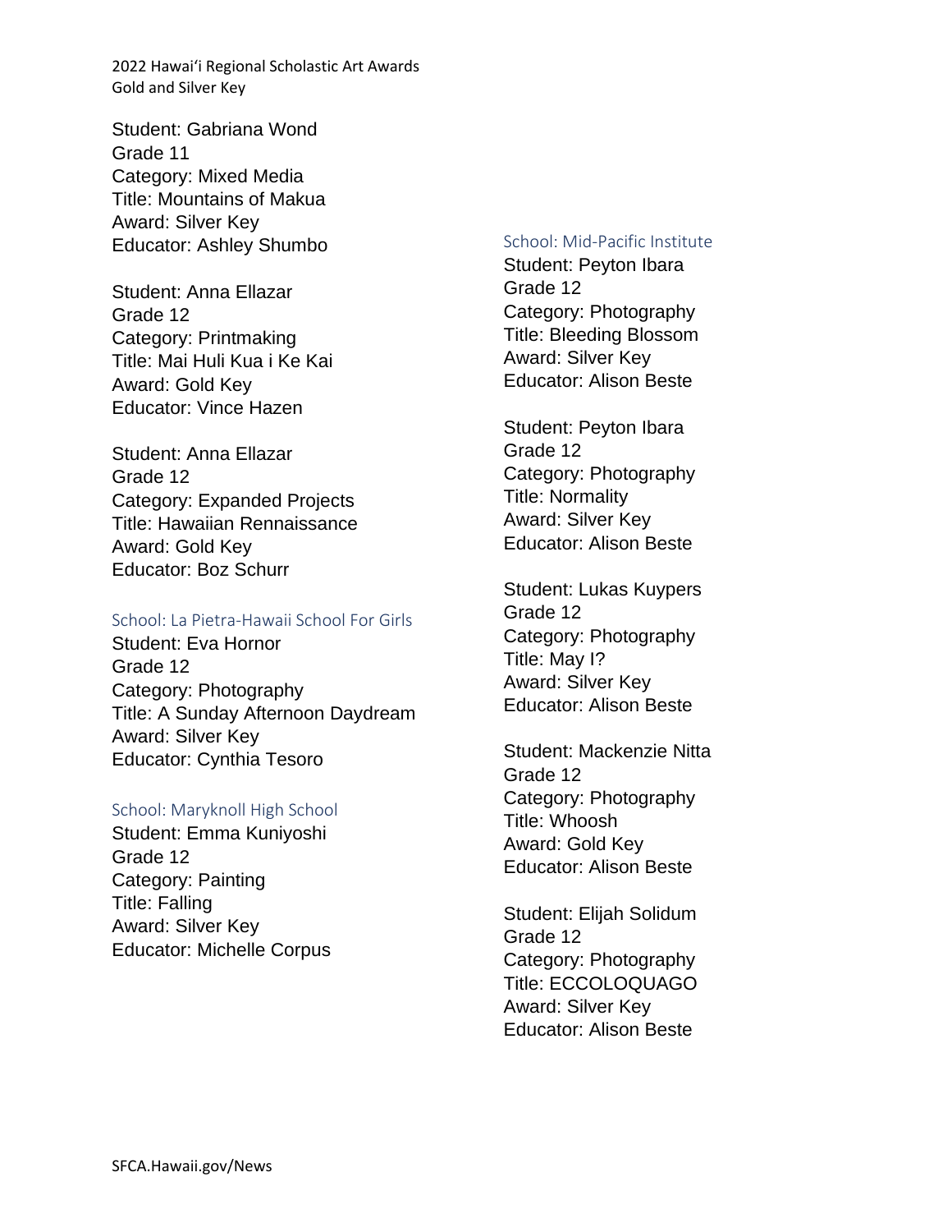Student: Gabriana Wond
Grade 11
Category: Mixed Media
Title: Mountains of Makua
Award: Silver Key
Educator: Ashley Shumbo

Student: Anna Ellazar
Grade 12
Category: Printmaking
Title: Mai Huli Kua i Ke Kai
Award: Gold Key
Educator: Vince Hazen

Student: Anna Ellazar
Grade 12
Category: Expanded Projects
Title: Hawaiian Rennaissance
Award: Gold Key
Educator: Boz Schurr

### School: La Pietra-Hawaii School For Girls

Student: Eva Hornor
Grade 12
Category: Photography
Title: A Sunday Afternoon Daydream
Award: Silver Key
Educator: Cynthia Tesoro

### School: Maryknoll High School

Student: Emma Kuniyoshi
Grade 12
Category: Painting
Title: Falling
Award: Silver Key
Educator: Michelle Corpus

### School: Mid-Pacific Institute

Student: Peyton Ibara
Grade 12
Category: Photography
Title: Bleeding Blossom
Award: Silver Key
Educator: Alison Beste

Student: Peyton Ibara
Grade 12
Category: Photography
Title: Normality
Award: Silver Key
Educator: Alison Beste

Student: Lukas Kuypers
Grade 12
Category: Photography
Title: May I?
Award: Silver Key
Educator: Alison Beste

Student: Mackenzie Nitta
Grade 12
Category: Photography
Title: Whoosh
Award: Gold Key
Educator: Alison Beste

Student: Elijah Solidum
Grade 12
Category: Photography
Title: ECCOLOQUAGO
Award: Silver Key
Educator: Alison Beste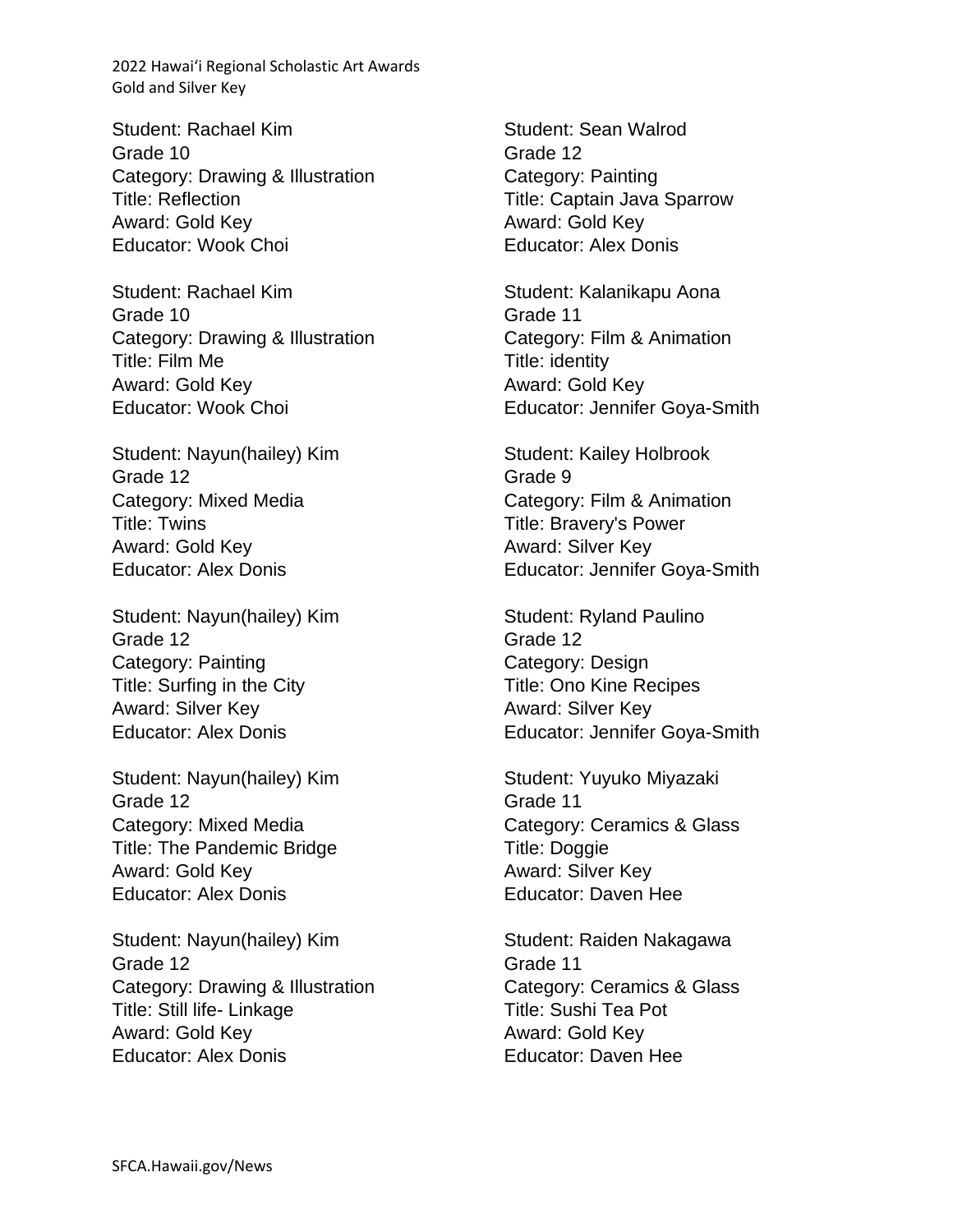Student: Rachael Kim
Grade 10
Category: Drawing & Illustration
Title: Reflection
Award: Gold Key
Educator: Wook Choi

Student: Rachael Kim
Grade 10
Category: Drawing & Illustration
Title: Film Me
Award: Gold Key
Educator: Wook Choi

Student: Nayun(hailey) Kim
Grade 12
Category: Mixed Media
Title: Twins
Award: Gold Key
Educator: Alex Donis

Student: Nayun(hailey) Kim
Grade 12
Category: Painting
Title: Surfing in the City
Award: Silver Key
Educator: Alex Donis

Student: Nayun(hailey) Kim
Grade 12
Category: Mixed Media
Title: The Pandemic Bridge
Award: Gold Key
Educator: Alex Donis

Student: Nayun(hailey) Kim
Grade 12
Category: Drawing & Illustration
Title: Still life- Linkage
Award: Gold Key
Educator: Alex Donis

Student: Sean Walrod
Grade 12
Category: Painting
Title: Captain Java Sparrow
Award: Gold Key
Educator: Alex Donis

Student: Kalanikapu Aona
Grade 11
Category: Film & Animation
Title: identity
Award: Gold Key
Educator: Jennifer Goya-Smith

Student: Kailey Holbrook
Grade 9
Category: Film & Animation
Title: Bravery's Power
Award: Silver Key
Educator: Jennifer Goya-Smith

Student: Ryland Paulino
Grade 12
Category: Design
Title: Ono Kine Recipes
Award: Silver Key
Educator: Jennifer Goya-Smith

Student: Yuyuko Miyazaki
Grade 11
Category: Ceramics & Glass
Title: Doggie
Award: Silver Key
Educator: Daven Hee

Student: Raiden Nakagawa
Grade 11
Category: Ceramics & Glass
Title: Sushi Tea Pot
Award: Gold Key
Educator: Daven Hee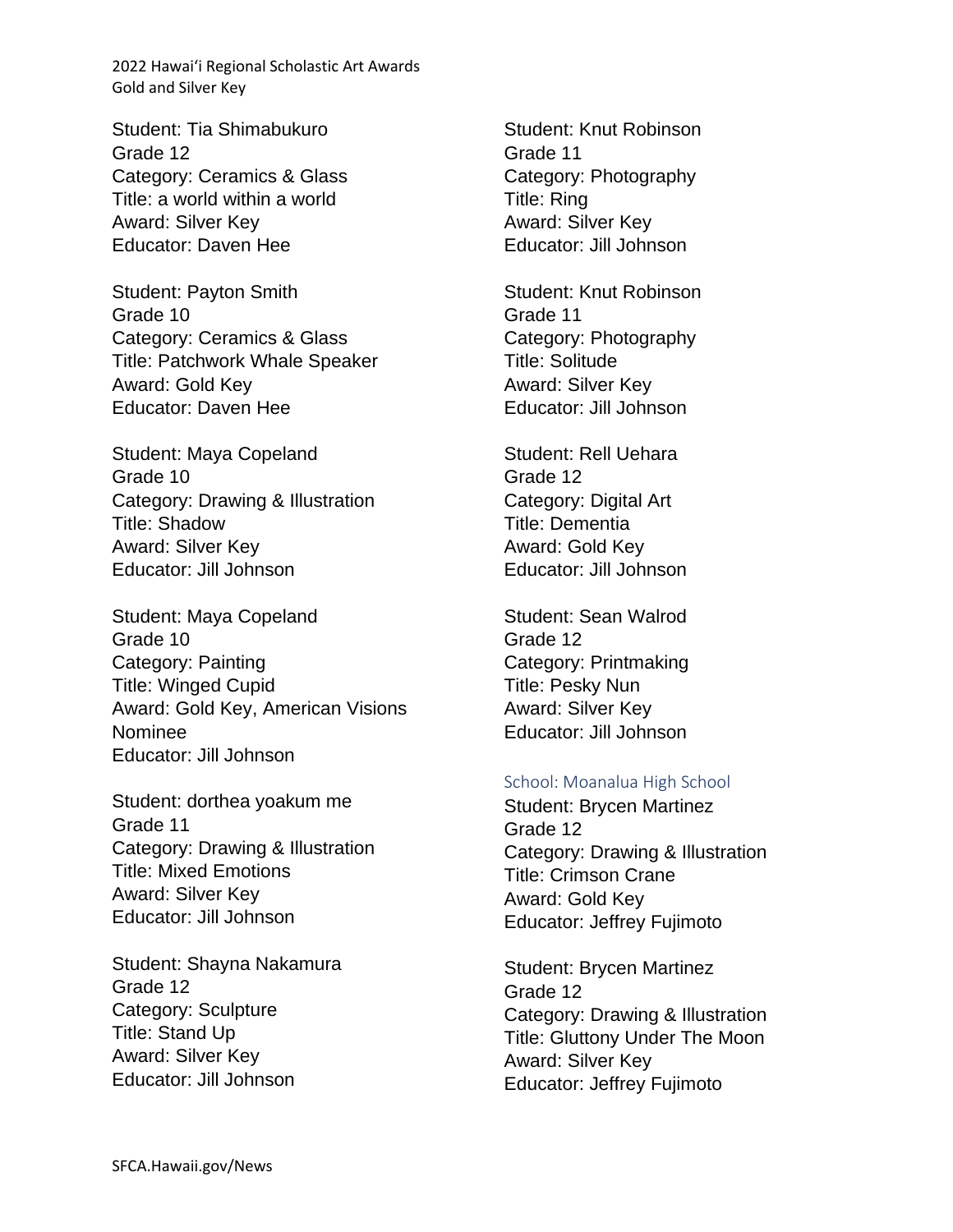Student: Tia Shimabukuro
Grade 12
Category: Ceramics & Glass
Title: a world within a world
Award: Silver Key
Educator: Daven Hee

Student: Payton Smith
Grade 10
Category: Ceramics & Glass
Title: Patchwork Whale Speaker
Award: Gold Key
Educator: Daven Hee

Student: Maya Copeland
Grade 10
Category: Drawing & Illustration
Title: Shadow
Award: Silver Key
Educator: Jill Johnson

Student: Maya Copeland
Grade 10
Category: Painting
Title: Winged Cupid
Award: Gold Key, American Visions Nominee
Educator: Jill Johnson

Student: dorthea yoakum me
Grade 11
Category: Drawing & Illustration
Title: Mixed Emotions
Award: Silver Key
Educator: Jill Johnson

Student: Shayna Nakamura
Grade 12
Category: Sculpture
Title: Stand Up
Award: Silver Key
Educator: Jill Johnson

Student: Knut Robinson
Grade 11
Category: Photography
Title: Ring
Award: Silver Key
Educator: Jill Johnson

Student: Knut Robinson
Grade 11
Category: Photography
Title: Solitude
Award: Silver Key
Educator: Jill Johnson

Student: Rell Uehara
Grade 12
Category: Digital Art
Title: Dementia
Award: Gold Key
Educator: Jill Johnson

Student: Sean Walrod
Grade 12
Category: Printmaking
Title: Pesky Nun
Award: Silver Key
Educator: Jill Johnson

### School: Moanalua High School

Student: Brycen Martinez
Grade 12
Category: Drawing & Illustration
Title: Crimson Crane
Award: Gold Key
Educator: Jeffrey Fujimoto

Student: Brycen Martinez
Grade 12
Category: Drawing & Illustration
Title: Gluttony Under The Moon
Award: Silver Key
Educator: Jeffrey Fujimoto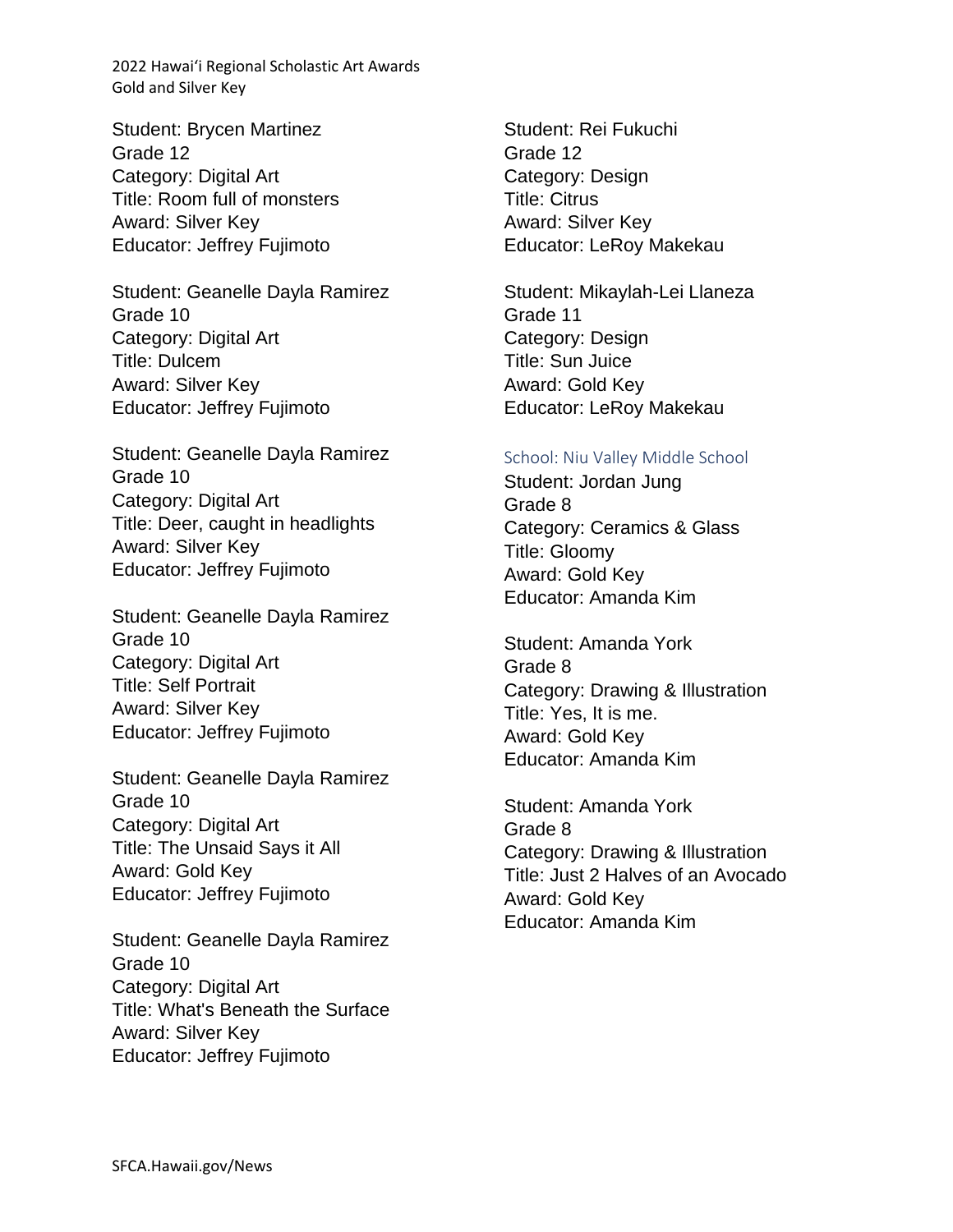Student: Brycen Martinez
Grade 12
Category: Digital Art
Title: Room full of monsters
Award: Silver Key
Educator: Jeffrey Fujimoto

Student: Geanelle Dayla Ramirez
Grade 10
Category: Digital Art
Title: Dulcem
Award: Silver Key
Educator: Jeffrey Fujimoto

Student: Geanelle Dayla Ramirez
Grade 10
Category: Digital Art
Title: Deer, caught in headlights
Award: Silver Key
Educator: Jeffrey Fujimoto

Student: Geanelle Dayla Ramirez
Grade 10
Category: Digital Art
Title: Self Portrait
Award: Silver Key
Educator: Jeffrey Fujimoto

Student: Geanelle Dayla Ramirez
Grade 10
Category: Digital Art
Title: The Unsaid Says it All
Award: Gold Key
Educator: Jeffrey Fujimoto

Student: Geanelle Dayla Ramirez
Grade 10
Category: Digital Art
Title: What's Beneath the Surface
Award: Silver Key
Educator: Jeffrey Fujimoto

Student: Rei Fukuchi
Grade 12
Category: Design
Title: Citrus
Award: Silver Key
Educator: LeRoy Makekau

Student: Mikaylah-Lei Llaneza
Grade 11
Category: Design
Title: Sun Juice
Award: Gold Key
Educator: LeRoy Makekau

### School: Niu Valley Middle School

Student: Jordan Jung
Grade 8
Category: Ceramics & Glass
Title: Gloomy
Award: Gold Key
Educator: Amanda Kim

Student: Amanda York
Grade 8
Category: Drawing & Illustration
Title: Yes, It is me.
Award: Gold Key
Educator: Amanda Kim

Student: Amanda York
Grade 8
Category: Drawing & Illustration
Title: Just 2 Halves of an Avocado
Award: Gold Key
Educator: Amanda Kim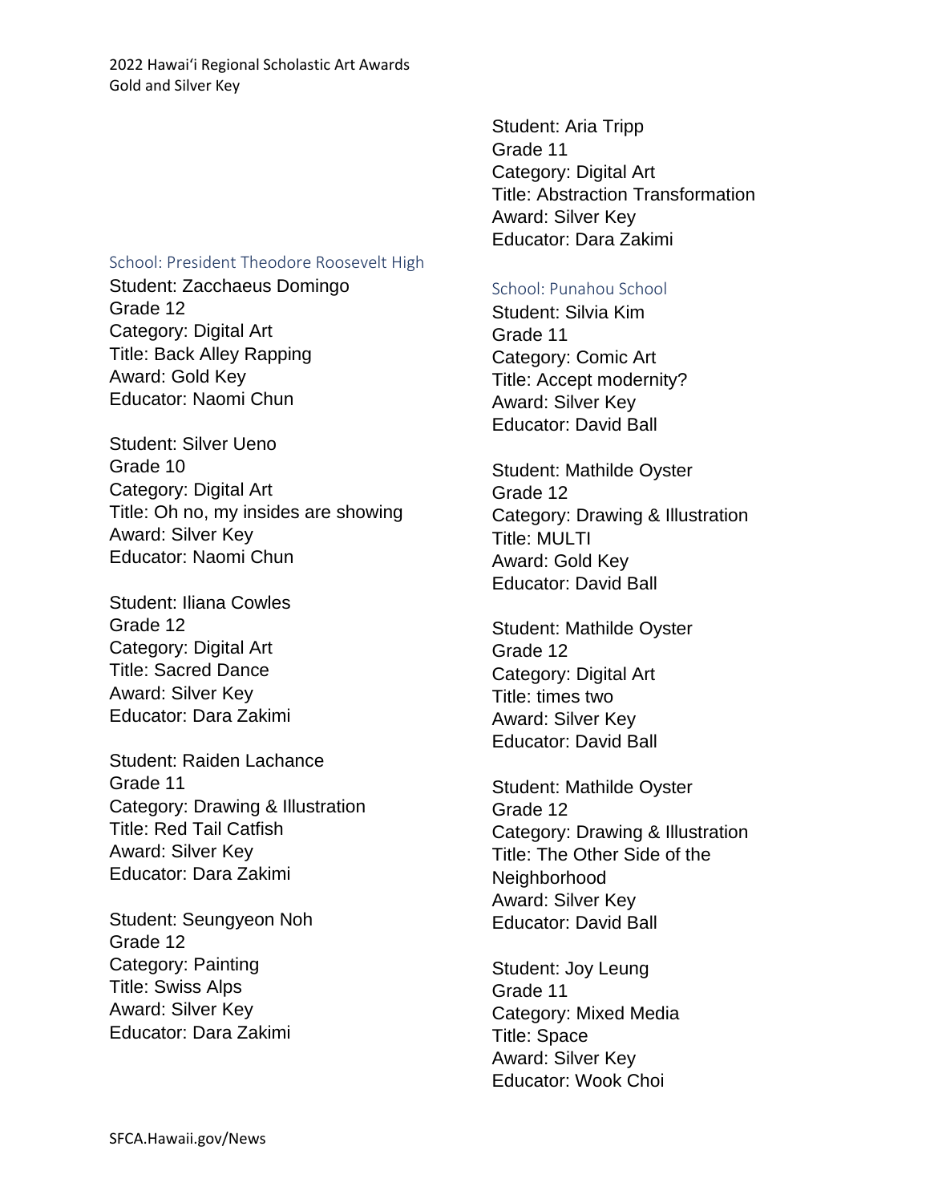### School: President Theodore Roosevelt High

Student: Zacchaeus Domingo
Grade 12
Category: Digital Art
Title: Back Alley Rapping
Award: Gold Key
Educator: Naomi Chun

Student: Silver Ueno
Grade 10
Category: Digital Art
Title: Oh no, my insides are showing
Award: Silver Key
Educator: Naomi Chun

Student: Iliana Cowles
Grade 12
Category: Digital Art
Title: Sacred Dance
Award: Silver Key
Educator: Dara Zakimi

Student: Raiden Lachance
Grade 11
Category: Drawing & Illustration
Title: Red Tail Catfish
Award: Silver Key
Educator: Dara Zakimi

Student: Seungyeon Noh
Grade 12
Category: Painting
Title: Swiss Alps
Award: Silver Key
Educator: Dara Zakimi

Student: Aria Tripp
Grade 11
Category: Digital Art
Title: Abstraction Transformation
Award: Silver Key
Educator: Dara Zakimi

### School: Punahou School

Student: Silvia Kim
Grade 11
Category: Comic Art
Title: Accept modernity?
Award: Silver Key
Educator: David Ball

Student: Mathilde Oyster
Grade 12
Category: Drawing & Illustration
Title: MULTI
Award: Gold Key
Educator: David Ball

Student: Mathilde Oyster
Grade 12
Category: Digital Art
Title: times two
Award: Silver Key
Educator: David Ball

Student: Mathilde Oyster
Grade 12
Category: Drawing & Illustration
Title: The Other Side of the Neighborhood
Award: Silver Key
Educator: David Ball

Student: Joy Leung
Grade 11
Category: Mixed Media
Title: Space
Award: Silver Key
Educator: Wook Choi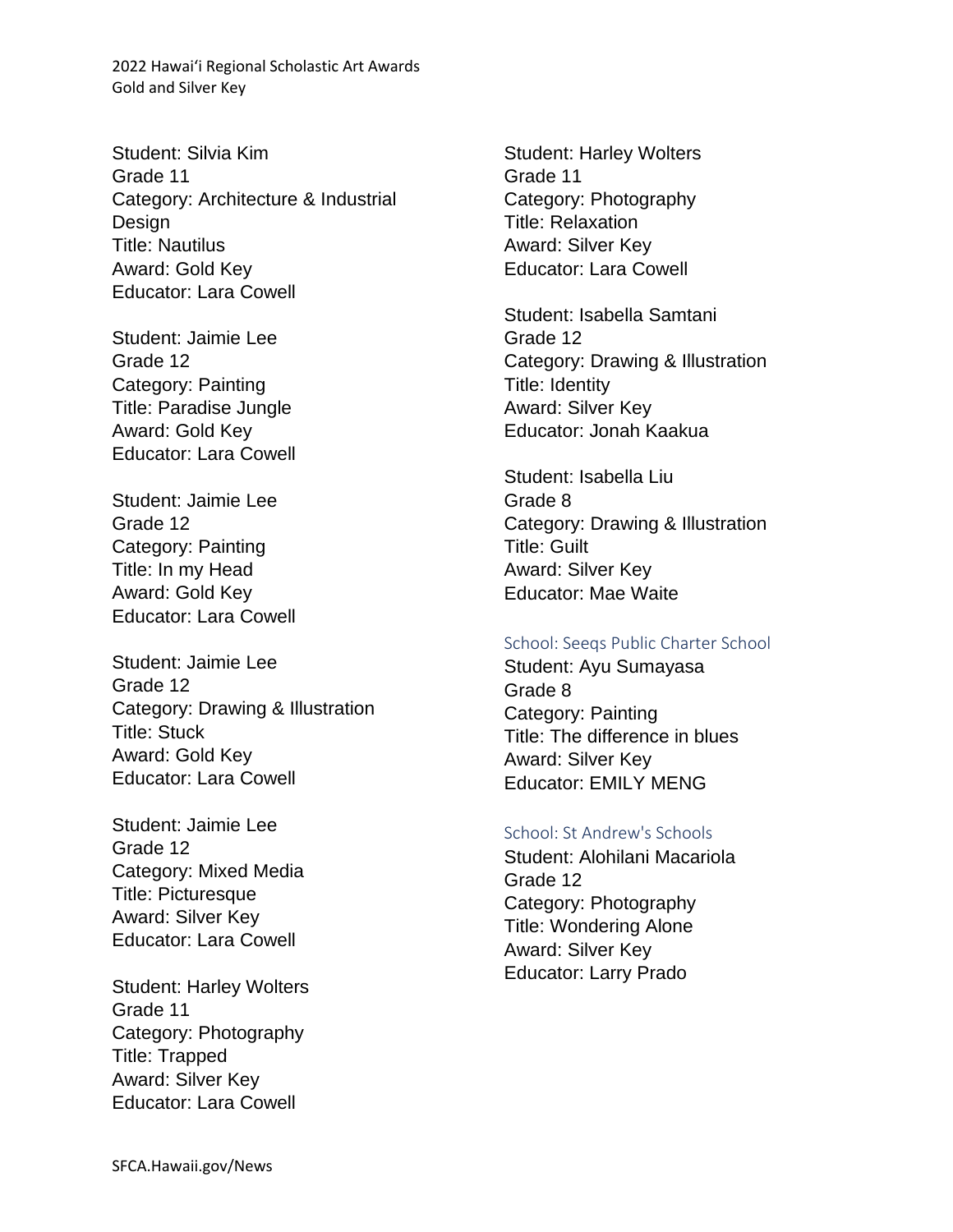Student: Silvia Kim
Grade 11
Category: Architecture & Industrial Design
Title: Nautilus
Award: Gold Key
Educator: Lara Cowell

Student: Jaimie Lee
Grade 12
Category: Painting
Title: Paradise Jungle
Award: Gold Key
Educator: Lara Cowell

Student: Jaimie Lee
Grade 12
Category: Painting
Title: In my Head
Award: Gold Key
Educator: Lara Cowell

Student: Jaimie Lee
Grade 12
Category: Drawing & Illustration
Title: Stuck
Award: Gold Key
Educator: Lara Cowell

Student: Jaimie Lee
Grade 12
Category: Mixed Media
Title: Picturesque
Award: Silver Key
Educator: Lara Cowell

Student: Harley Wolters
Grade 11
Category: Photography
Title: Trapped
Award: Silver Key
Educator: Lara Cowell

Student: Harley Wolters
Grade 11
Category: Photography
Title: Relaxation
Award: Silver Key
Educator: Lara Cowell

Student: Isabella Samtani
Grade 12
Category: Drawing & Illustration
Title: Identity
Award: Silver Key
Educator: Jonah Kaakua

Student: Isabella Liu
Grade 8
Category: Drawing & Illustration
Title: Guilt
Award: Silver Key
Educator: Mae Waite

### School: Seeqs Public Charter School

Student: Ayu Sumayasa
Grade 8
Category: Painting
Title: The difference in blues
Award: Silver Key
Educator: EMILY MENG

### School: St Andrew's Schools

Student: Alohilani Macariola
Grade 12
Category: Photography
Title: Wondering Alone
Award: Silver Key
Educator: Larry Prado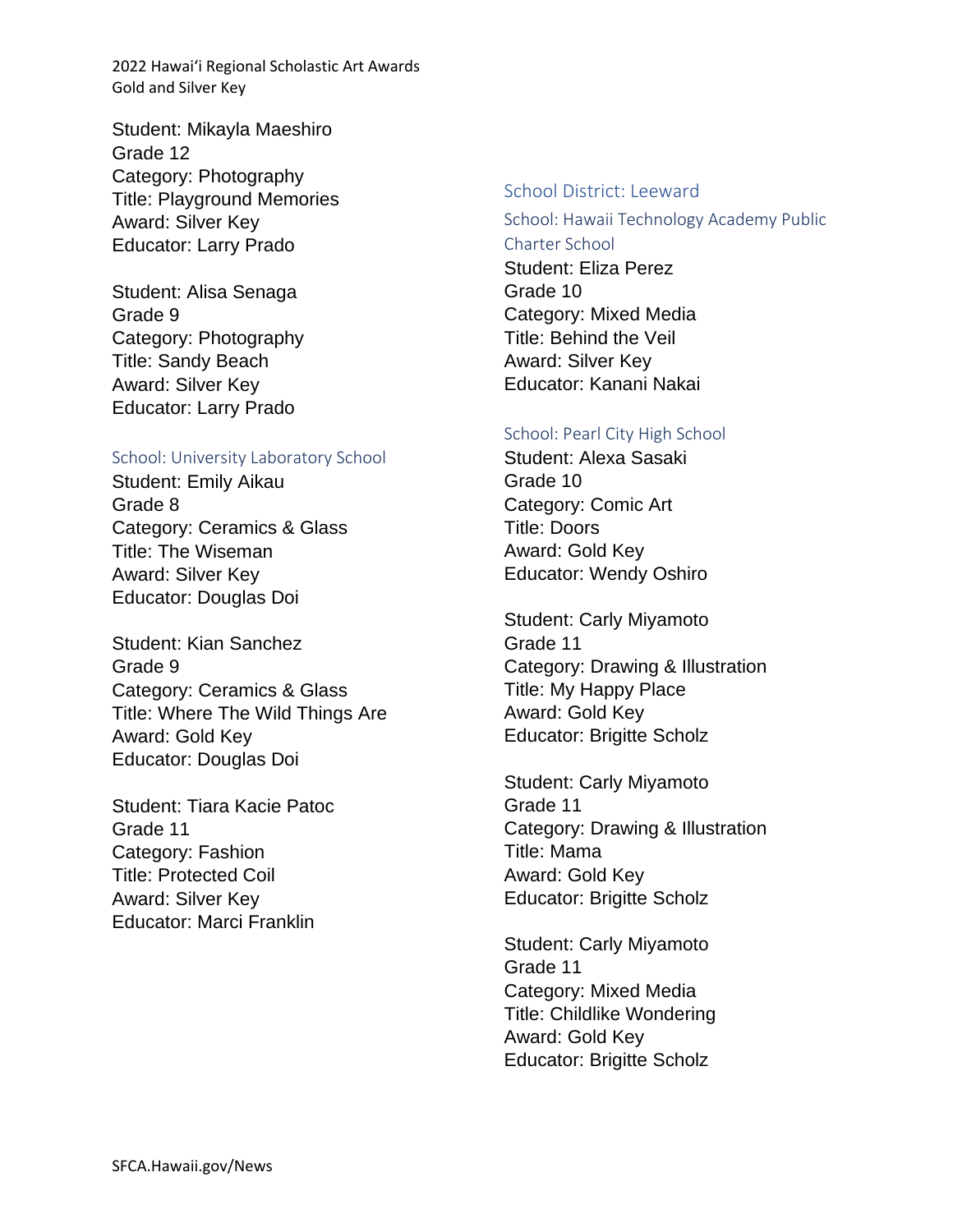Student: Mikayla Maeshiro
Grade 12
Category: Photography
Title: Playground Memories
Award: Silver Key
Educator: Larry Prado

Student: Alisa Senaga
Grade 9
Category: Photography
Title: Sandy Beach
Award: Silver Key
Educator: Larry Prado

### School: University Laboratory School

Student: Emily Aikau
Grade 8
Category: Ceramics & Glass
Title: The Wiseman
Award: Silver Key
Educator: Douglas Doi

Student: Kian Sanchez
Grade 9
Category: Ceramics & Glass
Title: Where The Wild Things Are
Award: Gold Key
Educator: Douglas Doi

Student: Tiara Kacie Patoc
Grade 11
Category: Fashion
Title: Protected Coil
Award: Silver Key
Educator: Marci Franklin

## School District: Leeward

### School: Hawaii Technology Academy Public Charter School

Student: Eliza Perez
Grade 10
Category: Mixed Media
Title: Behind the Veil
Award: Silver Key
Educator: Kanani Nakai

### School: Pearl City High School

Student: Alexa Sasaki
Grade 10
Category: Comic Art
Title: Doors
Award: Gold Key
Educator: Wendy Oshiro

Student: Carly Miyamoto
Grade 11
Category: Drawing & Illustration
Title: My Happy Place
Award: Gold Key
Educator: Brigitte Scholz

Student: Carly Miyamoto
Grade 11
Category: Drawing & Illustration
Title: Mama
Award: Gold Key
Educator: Brigitte Scholz

Student: Carly Miyamoto
Grade 11
Category: Mixed Media
Title: Childlike Wondering
Award: Gold Key
Educator: Brigitte Scholz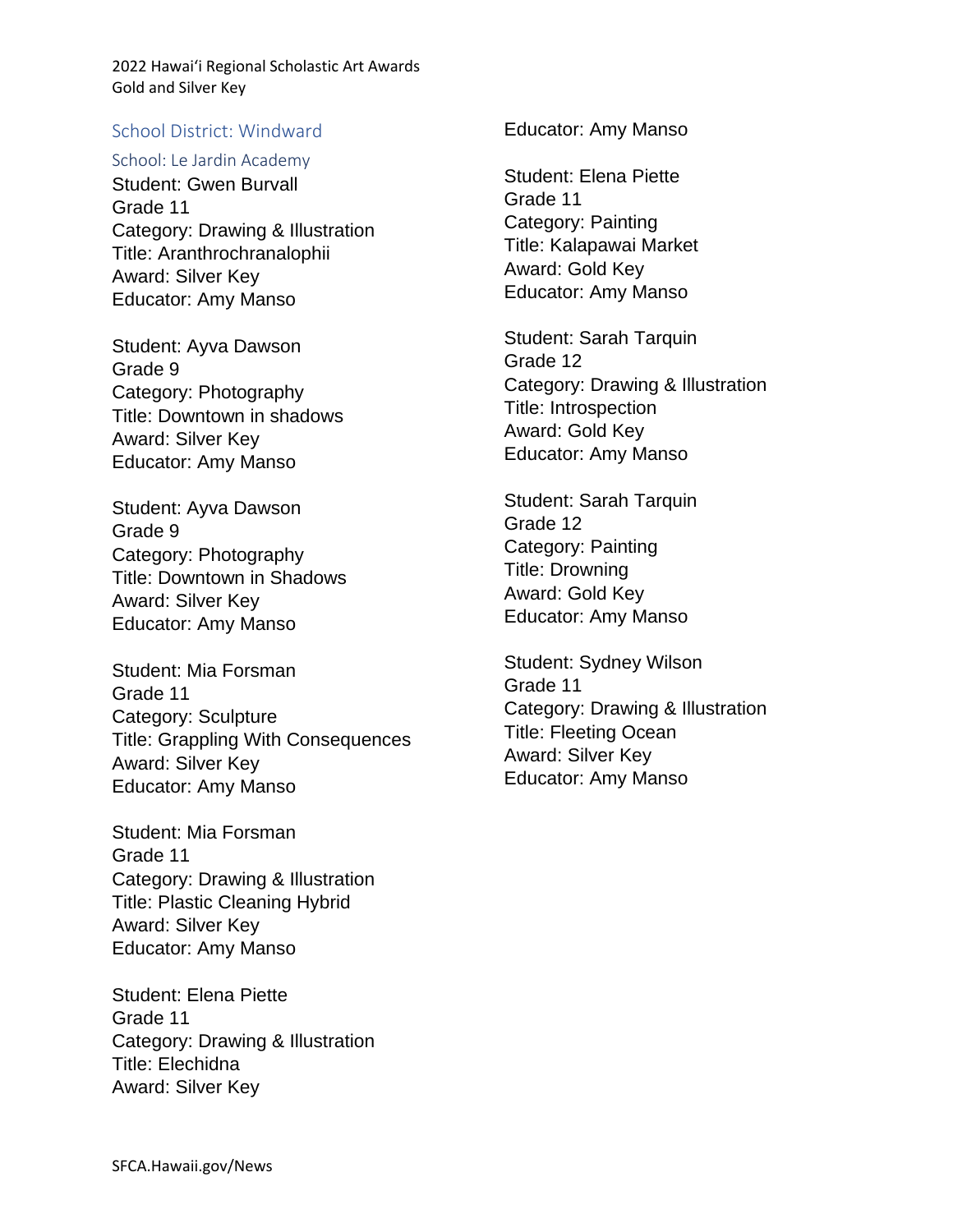2022 Hawaiʻi Regional Scholastic Art Awards
Gold and Silver Key

## School District: Windward

### School: Le Jardin Academy

Student: Gwen Burvall
Grade 11
Category: Drawing & Illustration
Title: Aranthrochranalophii
Award: Silver Key
Educator: Amy Manso

Student: Ayva Dawson
Grade 9
Category: Photography
Title: Downtown in shadows
Award: Silver Key
Educator: Amy Manso

Student: Ayva Dawson
Grade 9
Category: Photography
Title: Downtown in Shadows
Award: Silver Key
Educator: Amy Manso

Student: Mia Forsman
Grade 11
Category: Sculpture
Title: Grappling With Consequences
Award: Silver Key
Educator: Amy Manso

Student: Mia Forsman
Grade 11
Category: Drawing & Illustration
Title: Plastic Cleaning Hybrid
Award: Silver Key
Educator: Amy Manso

Student: Elena Piette
Grade 11
Category: Drawing & Illustration
Title: Elechidna
Award: Silver Key
Educator: Amy Manso

Student: Elena Piette
Grade 11
Category: Painting
Title: Kalapawai Market
Award: Gold Key
Educator: Amy Manso

Student: Sarah Tarquin
Grade 12
Category: Drawing & Illustration
Title: Introspection
Award: Gold Key
Educator: Amy Manso

Student: Sarah Tarquin
Grade 12
Category: Painting
Title: Drowning
Award: Gold Key
Educator: Amy Manso

Student: Sydney Wilson
Grade 11
Category: Drawing & Illustration
Title: Fleeting Ocean
Award: Silver Key
Educator: Amy Manso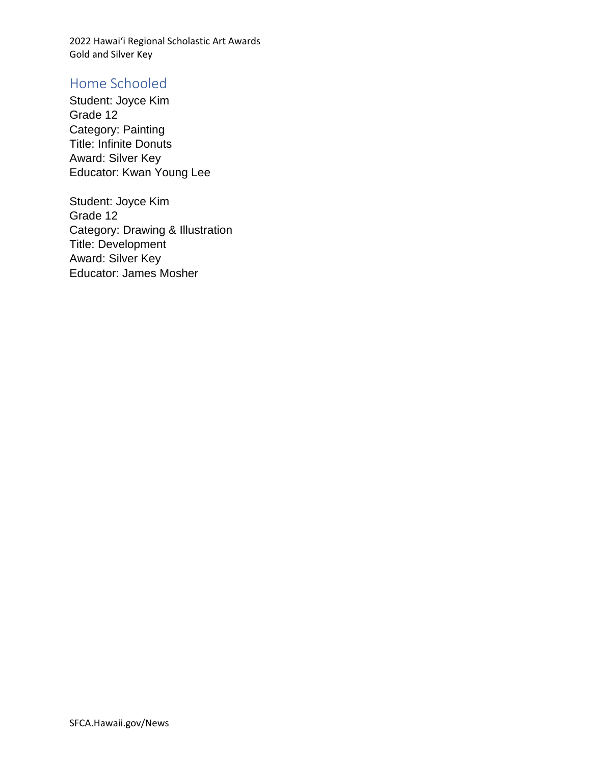## Home Schooled

Student: Joyce Kim
Grade 12
Category: Painting
Title: Infinite Donuts
Award: Silver Key
Educator: Kwan Young Lee

Student: Joyce Kim
Grade 12
Category: Drawing & Illustration
Title: Development
Award: Silver Key
Educator: James Mosher